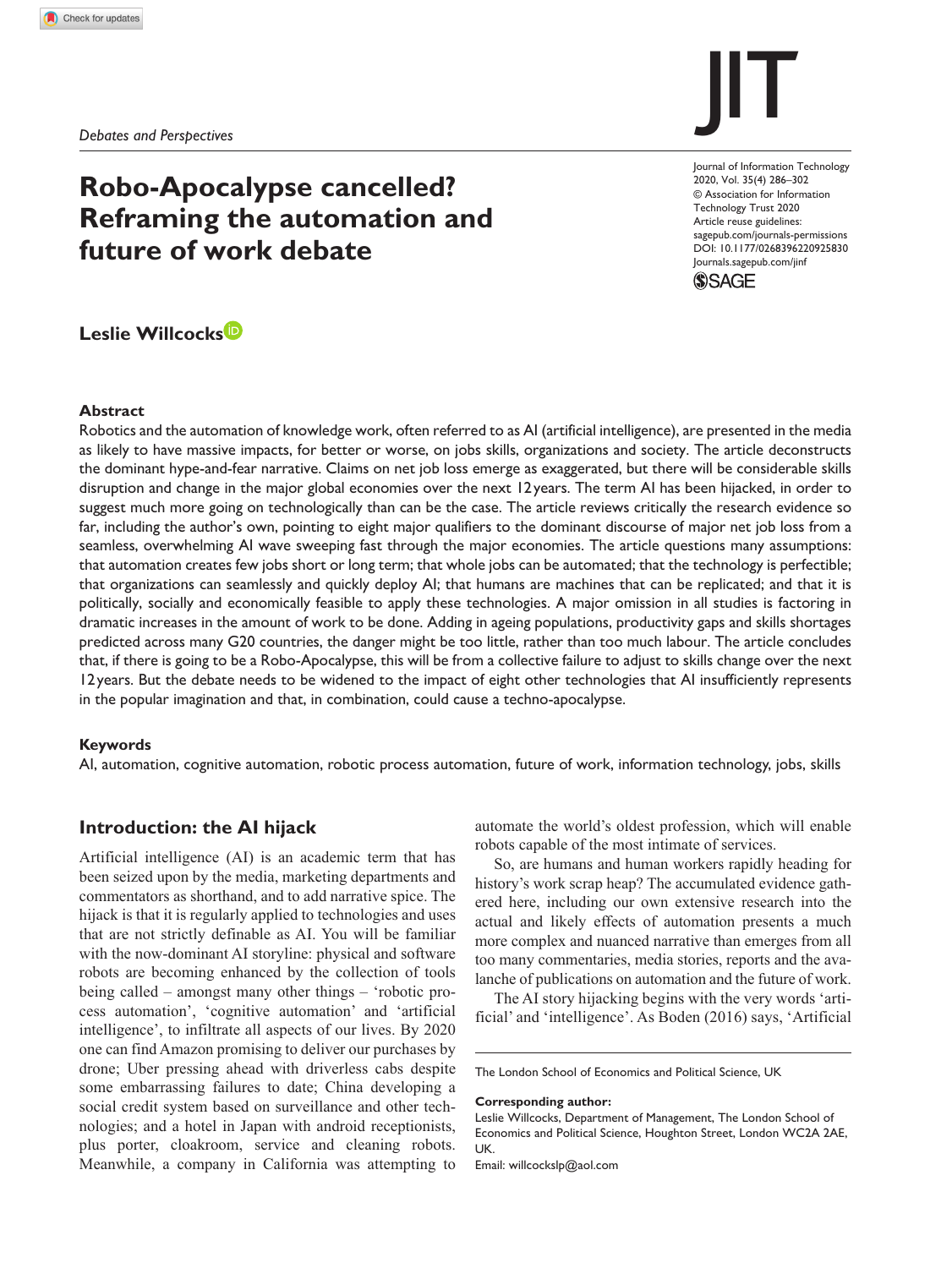*Debates and Perspectives*

# Robo-Apocalypse cancelled? Reframing the automation and future of work debate

**Leslie Willcocks**

## Abstract

Robotics and the automation of knowledge work, often referred to as AI (artificial intelligence), are presented in the media as likely to have massive impacts, for better or worse, on jobs skills, organizations and society. The article deconstructs the dominant hype-and-fear narrative. Claims on net job loss emerge as exaggerated, but there will be considerable skills disruption and change in the major global economies over the next 12 years. The term AI has been hijacked, in order to suggest much more going on technologically than can be the case. The article reviews critically the research evidence so far, including the author's own, pointing to eight major qualifiers to the dominant discourse of major net job loss from a seamless, overwhelming AI wave sweeping fast through the major economies. The article questions many assumptions: that automation creates few jobs short or long term; that whole jobs can be automated; that the technology is perfectible; that organizations can seamlessly and quickly deploy AI; that humans are machines that can be replicated; and that it is politically, socially and economically feasible to apply these technologies. A major omission in all studies is factoring in dramatic increases in the amount of work to be done. Adding in ageing populations, productivity gaps and skills shortages predicted across many G20 countries, the danger might be too little, rather than too much labour. The article concludes that, if there is going to be a Robo-Apocalypse, this will be from a collective failure to adjust to skills change over the next 12 years. But the debate needs to be widened to the impact of eight other technologies that AI insufficiently represents in the popular imagination and that, in combination, could cause a techno-apocalypse.

## Keywords

AI, automation, cognitive automation, robotic process automation, future of work, information technology, jobs, skills

## Introduction: the AI hijack

Artificial intelligence (AI) is an academic term that has been seized upon by the media, marketing departments and commentators as shorthand, and to add narrative spice. The hijack is that it is regularly applied to technologies and uses that are not strictly definable as AI. You will be familiar with the now-dominant AI storyline: physical and software robots are becoming enhanced by the collection of tools being called – amongst many other things – 'robotic process automation', 'cognitive automation' and 'artificial intelligence', to infiltrate all aspects of our lives. By 2020 one can find Amazon promising to deliver our purchases by drone; Uber pressing ahead with driverless cabs despite some embarrassing failures to date; China developing a social credit system based on surveillance and other technologies; and a hotel in Japan with android receptionists, plus porter, cloakroom, service and cleaning robots. Meanwhile, a company in California was attempting to automate the world's oldest profession, which will enable robots capable of the most intimate of services.

So, are humans and human workers rapidly heading for history's work scrap heap? The accumulated evidence gathered here, including our own extensive research into the actual and likely effects of automation presents a much more complex and nuanced narrative than emerges from all too many commentaries, media stories, reports and the avalanche of publications on automation and the future of work.

The AI story hijacking begins with the very words 'artificial' and 'intelligence'. As Boden (2016) says, 'Artificial

The London School of Economics and Political Science, UK

**Corresponding author:**
Leslie Willcocks, Department of Management, The London School of Economics and Political Science, Houghton Street, London WC2A 2AE, UK.
Email: willcockslp@aol.com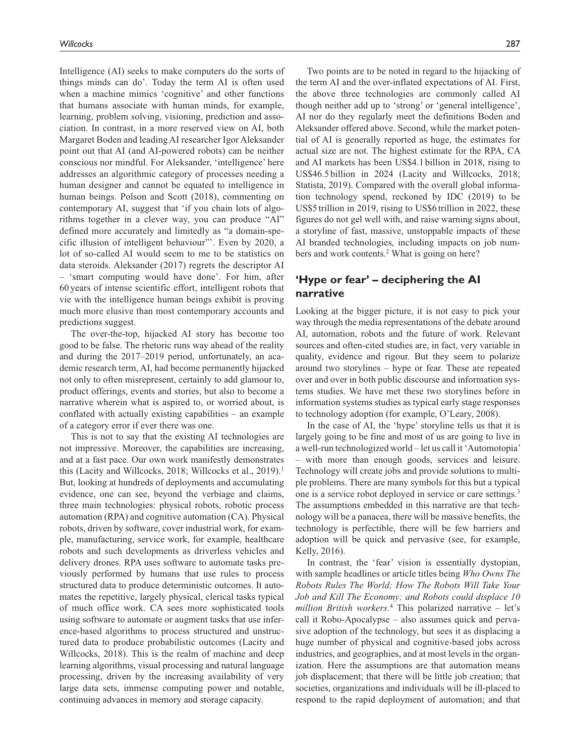Intelligence (AI) seeks to make computers do the sorts of things minds can do'. Today the term AI is often used when a machine mimics 'cognitive' and other functions that humans associate with human minds, for example, learning, problem solving, visioning, prediction and association. In contrast, in a more reserved view on AI, both Margaret Boden and leading AI researcher Igor Aleksander point out that AI (and AI-powered robots) can be neither conscious nor mindful. For Aleksander, 'intelligence' here addresses an algorithmic category of processes needing a human designer and cannot be equated to intelligence in human beings. Polson and Scott (2018), commenting on contemporary AI, suggest that 'if you chain lots of algorithms together in a clever way, you can produce "AI" defined more accurately and limitedly as "a domain-specific illusion of intelligent behaviour"'. Even by 2020, a lot of so-called AI would seem to me to be statistics on data steroids. Aleksander (2017) regrets the descriptor AI – 'smart computing would have done'. For him, after 60 years of intense scientific effort, intelligent robots that vie with the intelligence human beings exhibit is proving much more elusive than most contemporary accounts and predictions suggest.

The over-the-top, hijacked AI story has become too good to be false. The rhetoric runs way ahead of the reality and during the 2017–2019 period, unfortunately, an academic research term, AI, had become permanently hijacked not only to often misrepresent, certainly to add glamour to, product offerings, events and stories, but also to become a narrative wherein what is aspired to, or worried about, is conflated with actually existing capabilities – an example of a category error if ever there was one.

This is not to say that the existing AI technologies are not impressive. Moreover, the capabilities are increasing, and at a fast pace. Our own work manifestly demonstrates this (Lacity and Willcocks, 2018; Willcocks et al., 2019).[1] But, looking at hundreds of deployments and accumulating evidence, one can see, beyond the verbiage and claims, three main technologies: physical robots, robotic process automation (RPA) and cognitive automation (CA). Physical robots, driven by software, cover industrial work, for example, manufacturing, service work, for example, healthcare robots and such developments as driverless vehicles and delivery drones. RPA uses software to automate tasks previously performed by humans that use rules to process structured data to produce deterministic outcomes. It automates the repetitive, largely physical, clerical tasks typical of much office work. CA sees more sophisticated tools using software to automate or augment tasks that use inference-based algorithms to process structured and unstructured data to produce probabilistic outcomes (Lacity and Willcocks, 2018). This is the realm of machine and deep learning algorithms, visual processing and natural language processing, driven by the increasing availability of very large data sets, immense computing power and notable, continuing advances in memory and storage capacity.

Two points are to be noted in regard to the hijacking of the term AI and the over-inflated expectations of AI. First, the above three technologies are commonly called AI though neither add up to 'strong' or 'general intelligence', AI nor do they regularly meet the definitions Boden and Aleksander offered above. Second, while the market potential of AI is generally reported as huge, the estimates for actual size are not. The highest estimate for the RPA, CA and AI markets has been US$4.1 billion in 2018, rising to US$46.5 billion in 2024 (Lacity and Willcocks, 2018; Statista, 2019). Compared with the overall global information technology spend, reckoned by IDC (2019) to be US$5 trillion in 2019, rising to US$6 trillion in 2022, these figures do not gel well with, and raise warning signs about, a storyline of fast, massive, unstoppable impacts of these AI branded technologies, including impacts on job numbers and work contents.[2] What is going on here?

## 'Hype or fear' – deciphering the AI narrative

Looking at the bigger picture, it is not easy to pick your way through the media representations of the debate around AI, automation, robots and the future of work. Relevant sources and often-cited studies are, in fact, very variable in quality, evidence and rigour. But they seem to polarize around two storylines – hype or fear. These are repeated over and over in both public discourse and information systems studies. We have met these two storylines before in information systems studies as typical early stage responses to technology adoption (for example, O'Leary, 2008).

In the case of AI, the 'hype' storyline tells us that it is largely going to be fine and most of us are going to live in a well-run technologized world – let us call it 'Automotopia' – with more than enough goods, services and leisure. Technology will create jobs and provide solutions to multiple problems. There are many symbols for this but a typical one is a service robot deployed in service or care settings.[3] The assumptions embedded in this narrative are that technology will be a panacea, there will be massive benefits, the technology is perfectible, there will be few barriers and adoption will be quick and pervasive (see, for example, Kelly, 2016).

In contrast, the 'fear' vision is essentially dystopian, with sample headlines or article titles being *Who Owns The Robots Rules The World; How The Robots Will Take Your Job and Kill The Economy; and Robots could displace 10 million British workers.*[4] This polarized narrative – let's call it Robo-Apocalypse – also assumes quick and pervasive adoption of the technology, but sees it as displacing a huge number of physical and cognitive-based jobs across industries, and geographies, and at most levels in the organization. Here the assumptions are that automation means job displacement; that there will be little job creation; that societies, organizations and individuals will be ill-placed to respond to the rapid deployment of automation; and that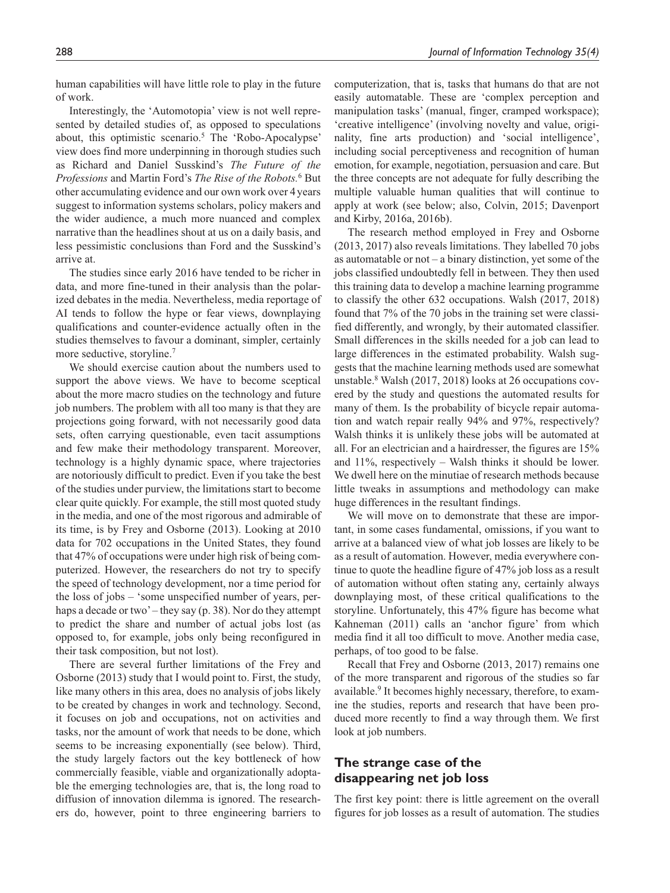human capabilities will have little role to play in the future of work.

Interestingly, the 'Automotopia' view is not well represented by detailed studies of, as opposed to speculations about, this optimistic scenario.[5] The 'Robo-Apocalypse' view does find more underpinning in thorough studies such as Richard and Daniel Susskind's *The Future of the Professions* and Martin Ford's *The Rise of the Robots.*[6] But other accumulating evidence and our own work over 4 years suggest to information systems scholars, policy makers and the wider audience, a much more nuanced and complex narrative than the headlines shout at us on a daily basis, and less pessimistic conclusions than Ford and the Susskind's arrive at.

The studies since early 2016 have tended to be richer in data, and more fine-tuned in their analysis than the polarized debates in the media. Nevertheless, media reportage of AI tends to follow the hype or fear views, downplaying qualifications and counter-evidence actually often in the studies themselves to favour a dominant, simpler, certainly more seductive, storyline.[7]

We should exercise caution about the numbers used to support the above views. We have to become sceptical about the more macro studies on the technology and future job numbers. The problem with all too many is that they are projections going forward, with not necessarily good data sets, often carrying questionable, even tacit assumptions and few make their methodology transparent. Moreover, technology is a highly dynamic space, where trajectories are notoriously difficult to predict. Even if you take the best of the studies under purview, the limitations start to become clear quite quickly. For example, the still most quoted study in the media, and one of the most rigorous and admirable of its time, is by Frey and Osborne (2013). Looking at 2010 data for 702 occupations in the United States, they found that 47% of occupations were under high risk of being computerized. However, the researchers do not try to specify the speed of technology development, nor a time period for the loss of jobs – 'some unspecified number of years, perhaps a decade or two' – they say (p. 38). Nor do they attempt to predict the share and number of actual jobs lost (as opposed to, for example, jobs only being reconfigured in their task composition, but not lost).

There are several further limitations of the Frey and Osborne (2013) study that I would point to. First, the study, like many others in this area, does no analysis of jobs likely to be created by changes in work and technology. Second, it focuses on job and occupations, not on activities and tasks, nor the amount of work that needs to be done, which seems to be increasing exponentially (see below). Third, the study largely factors out the key bottleneck of how commercially feasible, viable and organizationally adoptable the emerging technologies are, that is, the long road to diffusion of innovation dilemma is ignored. The researchers do, however, point to three engineering barriers to computerization, that is, tasks that humans do that are not easily automatable. These are 'complex perception and manipulation tasks' (manual, finger, cramped workspace); 'creative intelligence' (involving novelty and value, originality, fine arts production) and 'social intelligence', including social perceptiveness and recognition of human emotion, for example, negotiation, persuasion and care. But the three concepts are not adequate for fully describing the multiple valuable human qualities that will continue to apply at work (see below; also, Colvin, 2015; Davenport and Kirby, 2016a, 2016b).

The research method employed in Frey and Osborne (2013, 2017) also reveals limitations. They labelled 70 jobs as automatable or not – a binary distinction, yet some of the jobs classified undoubtedly fell in between. They then used this training data to develop a machine learning programme to classify the other 632 occupations. Walsh (2017, 2018) found that 7% of the 70 jobs in the training set were classified differently, and wrongly, by their automated classifier. Small differences in the skills needed for a job can lead to large differences in the estimated probability. Walsh suggests that the machine learning methods used are somewhat unstable.[8] Walsh (2017, 2018) looks at 26 occupations covered by the study and questions the automated results for many of them. Is the probability of bicycle repair automation and watch repair really 94% and 97%, respectively? Walsh thinks it is unlikely these jobs will be automated at all. For an electrician and a hairdresser, the figures are 15% and 11%, respectively – Walsh thinks it should be lower. We dwell here on the minutiae of research methods because little tweaks in assumptions and methodology can make huge differences in the resultant findings.

We will move on to demonstrate that these are important, in some cases fundamental, omissions, if you want to arrive at a balanced view of what job losses are likely to be as a result of automation. However, media everywhere continue to quote the headline figure of 47% job loss as a result of automation without often stating any, certainly always downplaying most, of these critical qualifications to the storyline. Unfortunately, this 47% figure has become what Kahneman (2011) calls an 'anchor figure' from which media find it all too difficult to move. Another media case, perhaps, of too good to be false.

Recall that Frey and Osborne (2013, 2017) remains one of the more transparent and rigorous of the studies so far available.[9] It becomes highly necessary, therefore, to examine the studies, reports and research that have been produced more recently to find a way through them. We first look at job numbers.

## The strange case of the disappearing net job loss

The first key point: there is little agreement on the overall figures for job losses as a result of automation. The studies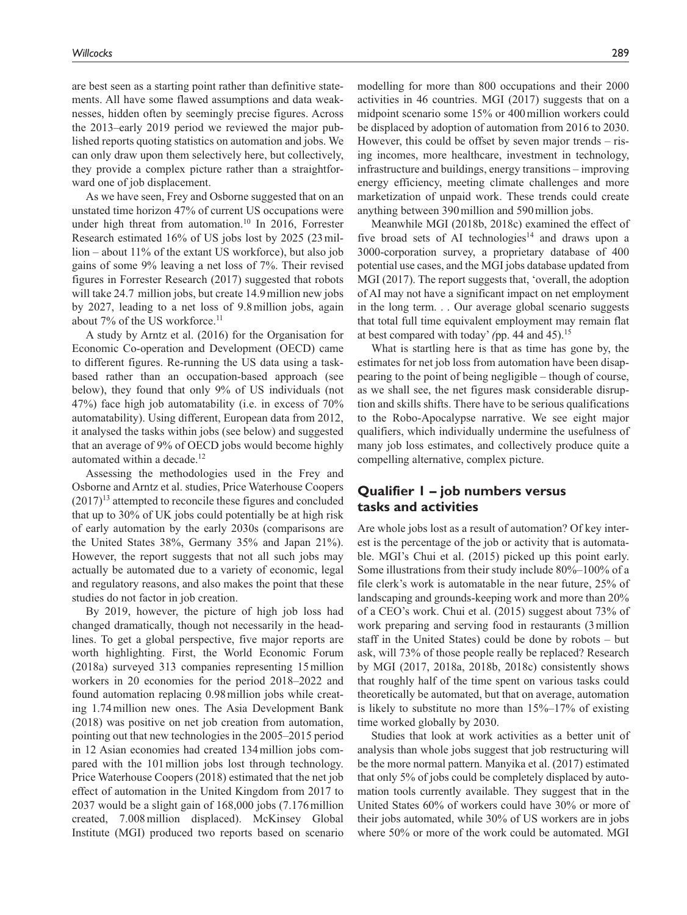are best seen as a starting point rather than definitive statements. All have some flawed assumptions and data weaknesses, hidden often by seemingly precise figures. Across the 2013–early 2019 period we reviewed the major published reports quoting statistics on automation and jobs. We can only draw upon them selectively here, but collectively, they provide a complex picture rather than a straightforward one of job displacement.

As we have seen, Frey and Osborne suggested that on an unstated time horizon 47% of current US occupations were under high threat from automation.[10] In 2016, Forrester Research estimated 16% of US jobs lost by 2025 (23 million – about 11% of the extant US workforce), but also job gains of some 9% leaving a net loss of 7%. Their revised figures in Forrester Research (2017) suggested that robots will take 24.7 million jobs, but create 14.9 million new jobs by 2027, leading to a net loss of 9.8 million jobs, again about 7% of the US workforce.[11]

A study by Arntz et al. (2016) for the Organisation for Economic Co-operation and Development (OECD) came to different figures. Re-running the US data using a task-based rather than an occupation-based approach (see below), they found that only 9% of US individuals (not 47%) face high job automatability (i.e. in excess of 70% automatability). Using different, European data from 2012, it analysed the tasks within jobs (see below) and suggested that an average of 9% of OECD jobs would become highly automated within a decade.[12]

Assessing the methodologies used in the Frey and Osborne and Arntz et al. studies, Price Waterhouse Coopers (2017)[13] attempted to reconcile these figures and concluded that up to 30% of UK jobs could potentially be at high risk of early automation by the early 2030s (comparisons are the United States 38%, Germany 35% and Japan 21%). However, the report suggests that not all such jobs may actually be automated due to a variety of economic, legal and regulatory reasons, and also makes the point that these studies do not factor in job creation.

By 2019, however, the picture of high job loss had changed dramatically, though not necessarily in the headlines. To get a global perspective, five major reports are worth highlighting. First, the World Economic Forum (2018a) surveyed 313 companies representing 15 million workers in 20 economies for the period 2018–2022 and found automation replacing 0.98 million jobs while creating 1.74 million new ones. The Asia Development Bank (2018) was positive on net job creation from automation, pointing out that new technologies in the 2005–2015 period in 12 Asian economies had created 134 million jobs compared with the 101 million jobs lost through technology. Price Waterhouse Coopers (2018) estimated that the net job effect of automation in the United Kingdom from 2017 to 2037 would be a slight gain of 168,000 jobs (7.176 million created, 7.008 million displaced). McKinsey Global Institute (MGI) produced two reports based on scenario modelling for more than 800 occupations and their 2000 activities in 46 countries. MGI (2017) suggests that on a midpoint scenario some 15% or 400 million workers could be displaced by adoption of automation from 2016 to 2030. However, this could be offset by seven major trends – rising incomes, more healthcare, investment in technology, infrastructure and buildings, energy transitions – improving energy efficiency, meeting climate challenges and more marketization of unpaid work. These trends could create anything between 390 million and 590 million jobs.

Meanwhile MGI (2018b, 2018c) examined the effect of five broad sets of AI technologies[14] and draws upon a 3000-corporation survey, a proprietary database of 400 potential use cases, and the MGI jobs database updated from MGI (2017). The report suggests that, 'overall, the adoption of AI may not have a significant impact on net employment in the long term. . . Our average global scenario suggests that total full time equivalent employment may remain flat at best compared with today' *(*pp. 44 and 45).[15]

What is startling here is that as time has gone by, the estimates for net job loss from automation have been disappearing to the point of being negligible – though of course, as we shall see, the net figures mask considerable disruption and skills shifts. There have to be serious qualifications to the Robo-Apocalypse narrative. We see eight major qualifiers, which individually undermine the usefulness of many job loss estimates, and collectively produce quite a compelling alternative, complex picture.

## Qualifier 1 – job numbers versus tasks and activities

Are whole jobs lost as a result of automation? Of key interest is the percentage of the job or activity that is automatable. MGI's Chui et al. (2015) picked up this point early. Some illustrations from their study include 80%–100% of a file clerk's work is automatable in the near future, 25% of landscaping and grounds-keeping work and more than 20% of a CEO's work. Chui et al. (2015) suggest about 73% of work preparing and serving food in restaurants (3 million staff in the United States) could be done by robots – but ask, will 73% of those people really be replaced? Research by MGI (2017, 2018a, 2018b, 2018c) consistently shows that roughly half of the time spent on various tasks could theoretically be automated, but that on average, automation is likely to substitute no more than 15%–17% of existing time worked globally by 2030.

Studies that look at work activities as a better unit of analysis than whole jobs suggest that job restructuring will be the more normal pattern. Manyika et al. (2017) estimated that only 5% of jobs could be completely displaced by automation tools currently available. They suggest that in the United States 60% of workers could have 30% or more of their jobs automated, while 30% of US workers are in jobs where 50% or more of the work could be automated. MGI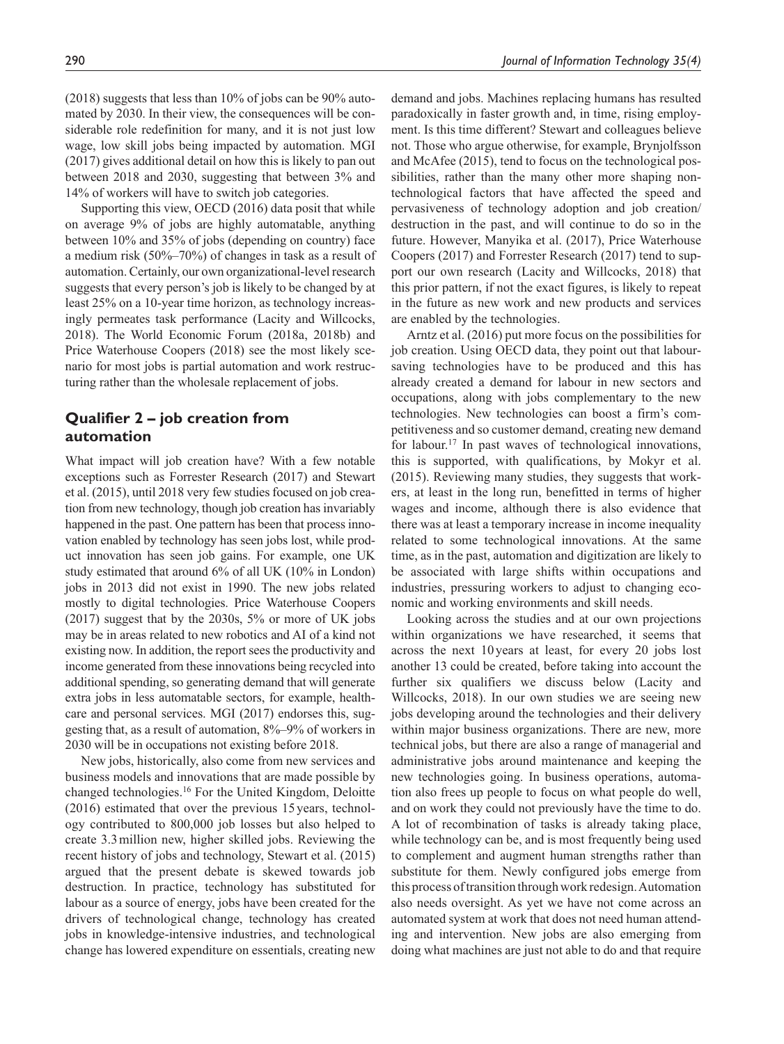(2018) suggests that less than 10% of jobs can be 90% automated by 2030. In their view, the consequences will be considerable role redefinition for many, and it is not just low wage, low skill jobs being impacted by automation. MGI (2017) gives additional detail on how this is likely to pan out between 2018 and 2030, suggesting that between 3% and 14% of workers will have to switch job categories.

Supporting this view, OECD (2016) data posit that while on average 9% of jobs are highly automatable, anything between 10% and 35% of jobs (depending on country) face a medium risk (50%–70%) of changes in task as a result of automation. Certainly, our own organizational-level research suggests that every person's job is likely to be changed by at least 25% on a 10-year time horizon, as technology increasingly permeates task performance (Lacity and Willcocks, 2018). The World Economic Forum (2018a, 2018b) and Price Waterhouse Coopers (2018) see the most likely scenario for most jobs is partial automation and work restructuring rather than the wholesale replacement of jobs.

## Qualifier 2 – job creation from automation

What impact will job creation have? With a few notable exceptions such as Forrester Research (2017) and Stewart et al. (2015), until 2018 very few studies focused on job creation from new technology, though job creation has invariably happened in the past. One pattern has been that process innovation enabled by technology has seen jobs lost, while product innovation has seen job gains. For example, one UK study estimated that around 6% of all UK (10% in London) jobs in 2013 did not exist in 1990. The new jobs related mostly to digital technologies. Price Waterhouse Coopers (2017) suggest that by the 2030s, 5% or more of UK jobs may be in areas related to new robotics and AI of a kind not existing now. In addition, the report sees the productivity and income generated from these innovations being recycled into additional spending, so generating demand that will generate extra jobs in less automatable sectors, for example, healthcare and personal services. MGI (2017) endorses this, suggesting that, as a result of automation, 8%–9% of workers in 2030 will be in occupations not existing before 2018.

New jobs, historically, also come from new services and business models and innovations that are made possible by changed technologies.[16] For the United Kingdom, Deloitte (2016) estimated that over the previous 15 years, technology contributed to 800,000 job losses but also helped to create 3.3 million new, higher skilled jobs. Reviewing the recent history of jobs and technology, Stewart et al. (2015) argued that the present debate is skewed towards job destruction. In practice, technology has substituted for labour as a source of energy, jobs have been created for the drivers of technological change, technology has created jobs in knowledge-intensive industries, and technological change has lowered expenditure on essentials, creating new demand and jobs. Machines replacing humans has resulted paradoxically in faster growth and, in time, rising employment. Is this time different? Stewart and colleagues believe not. Those who argue otherwise, for example, Brynjolfsson and McAfee (2015), tend to focus on the technological possibilities, rather than the many other more shaping non-technological factors that have affected the speed and pervasiveness of technology adoption and job creation/destruction in the past, and will continue to do so in the future. However, Manyika et al. (2017), Price Waterhouse Coopers (2017) and Forrester Research (2017) tend to support our own research (Lacity and Willcocks, 2018) that this prior pattern, if not the exact figures, is likely to repeat in the future as new work and new products and services are enabled by the technologies.

Arntz et al. (2016) put more focus on the possibilities for job creation. Using OECD data, they point out that labour-saving technologies have to be produced and this has already created a demand for labour in new sectors and occupations, along with jobs complementary to the new technologies. New technologies can boost a firm's competitiveness and so customer demand, creating new demand for labour.[17] In past waves of technological innovations, this is supported, with qualifications, by Mokyr et al. (2015). Reviewing many studies, they suggests that workers, at least in the long run, benefitted in terms of higher wages and income, although there is also evidence that there was at least a temporary increase in income inequality related to some technological innovations. At the same time, as in the past, automation and digitization are likely to be associated with large shifts within occupations and industries, pressuring workers to adjust to changing economic and working environments and skill needs.

Looking across the studies and at our own projections within organizations we have researched, it seems that across the next 10 years at least, for every 20 jobs lost another 13 could be created, before taking into account the further six qualifiers we discuss below (Lacity and Willcocks, 2018). In our own studies we are seeing new jobs developing around the technologies and their delivery within major business organizations. There are new, more technical jobs, but there are also a range of managerial and administrative jobs around maintenance and keeping the new technologies going. In business operations, automation also frees up people to focus on what people do well, and on work they could not previously have the time to do. A lot of recombination of tasks is already taking place, while technology can be, and is most frequently being used to complement and augment human strengths rather than substitute for them. Newly configured jobs emerge from this process of transition through work redesign. Automation also needs oversight. As yet we have not come across an automated system at work that does not need human attending and intervention. New jobs are also emerging from doing what machines are just not able to do and that require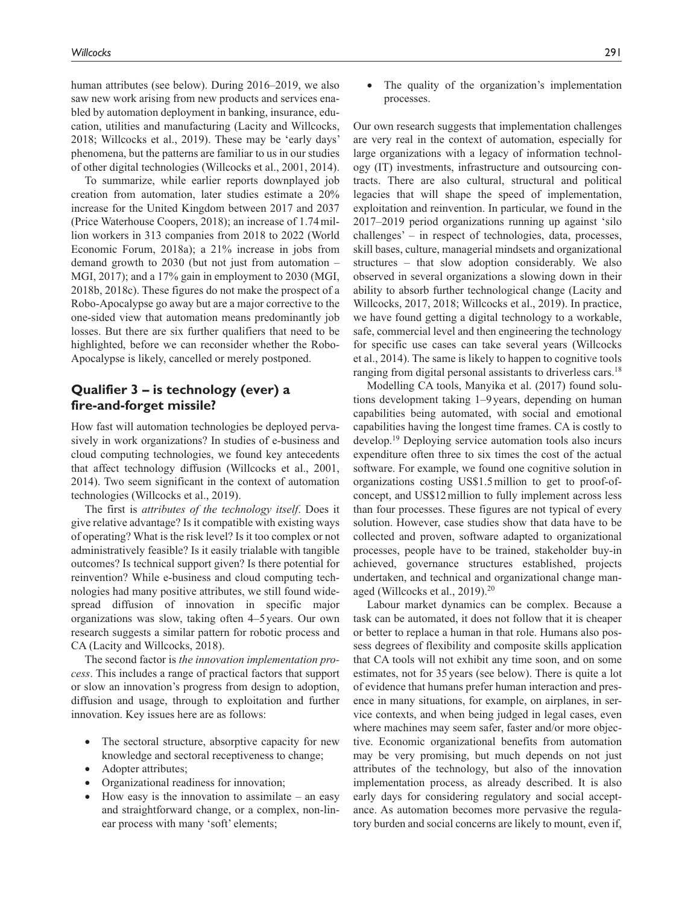human attributes (see below). During 2016–2019, we also saw new work arising from new products and services enabled by automation deployment in banking, insurance, education, utilities and manufacturing (Lacity and Willcocks, 2018; Willcocks et al., 2019). These may be 'early days' phenomena, but the patterns are familiar to us in our studies of other digital technologies (Willcocks et al., 2001, 2014).

To summarize, while earlier reports downplayed job creation from automation, later studies estimate a 20% increase for the United Kingdom between 2017 and 2037 (Price Waterhouse Coopers, 2018); an increase of 1.74 million workers in 313 companies from 2018 to 2022 (World Economic Forum, 2018a); a 21% increase in jobs from demand growth to 2030 (but not just from automation – MGI, 2017); and a 17% gain in employment to 2030 (MGI, 2018b, 2018c). These figures do not make the prospect of a Robo-Apocalypse go away but are a major corrective to the one-sided view that automation means predominantly job losses. But there are six further qualifiers that need to be highlighted, before we can reconsider whether the Robo-Apocalypse is likely, cancelled or merely postponed.

## Qualifier 3 – is technology (ever) a fire-and-forget missile?

How fast will automation technologies be deployed pervasively in work organizations? In studies of e-business and cloud computing technologies, we found key antecedents that affect technology diffusion (Willcocks et al., 2001, 2014). Two seem significant in the context of automation technologies (Willcocks et al., 2019).

The first is *attributes of the technology itself*. Does it give relative advantage? Is it compatible with existing ways of operating? What is the risk level? Is it too complex or not administratively feasible? Is it easily trialable with tangible outcomes? Is technical support given? Is there potential for reinvention? While e-business and cloud computing technologies had many positive attributes, we still found widespread diffusion of innovation in specific major organizations was slow, taking often 4–5 years. Our own research suggests a similar pattern for robotic process and CA (Lacity and Willcocks, 2018).

The second factor is *the innovation implementation process*. This includes a range of practical factors that support or slow an innovation's progress from design to adoption, diffusion and usage, through to exploitation and further innovation. Key issues here are as follows:

- The sectoral structure, absorptive capacity for new knowledge and sectoral receptiveness to change;
- Adopter attributes;
- Organizational readiness for innovation;
- How easy is the innovation to assimilate – an easy and straightforward change, or a complex, non-linear process with many 'soft' elements;
- The quality of the organization's implementation processes.

Our own research suggests that implementation challenges are very real in the context of automation, especially for large organizations with a legacy of information technology (IT) investments, infrastructure and outsourcing contracts. There are also cultural, structural and political legacies that will shape the speed of implementation, exploitation and reinvention. In particular, we found in the 2017–2019 period organizations running up against 'silo challenges' – in respect of technologies, data, processes, skill bases, culture, managerial mindsets and organizational structures – that slow adoption considerably. We also observed in several organizations a slowing down in their ability to absorb further technological change (Lacity and Willcocks, 2017, 2018; Willcocks et al., 2019). In practice, we have found getting a digital technology to a workable, safe, commercial level and then engineering the technology for specific use cases can take several years (Willcocks et al., 2014). The same is likely to happen to cognitive tools ranging from digital personal assistants to driverless cars.[18]

Modelling CA tools, Manyika et al. (2017) found solutions development taking 1–9 years, depending on human capabilities being automated, with social and emotional capabilities having the longest time frames. CA is costly to develop.[19] Deploying service automation tools also incurs expenditure often three to six times the cost of the actual software. For example, we found one cognitive solution in organizations costing US$1.5 million to get to proof-of-concept, and US$12 million to fully implement across less than four processes. These figures are not typical of every solution. However, case studies show that data have to be collected and proven, software adapted to organizational processes, people have to be trained, stakeholder buy-in achieved, governance structures established, projects undertaken, and technical and organizational change managed (Willcocks et al., 2019).[20]

Labour market dynamics can be complex. Because a task can be automated, it does not follow that it is cheaper or better to replace a human in that role. Humans also possess degrees of flexibility and composite skills application that CA tools will not exhibit any time soon, and on some estimates, not for 35 years (see below). There is quite a lot of evidence that humans prefer human interaction and presence in many situations, for example, on airplanes, in service contexts, and when being judged in legal cases, even where machines may seem safer, faster and/or more objective. Economic organizational benefits from automation may be very promising, but much depends on not just attributes of the technology, but also of the innovation implementation process, as already described. It is also early days for considering regulatory and social acceptance. As automation becomes more pervasive the regulatory burden and social concerns are likely to mount, even if,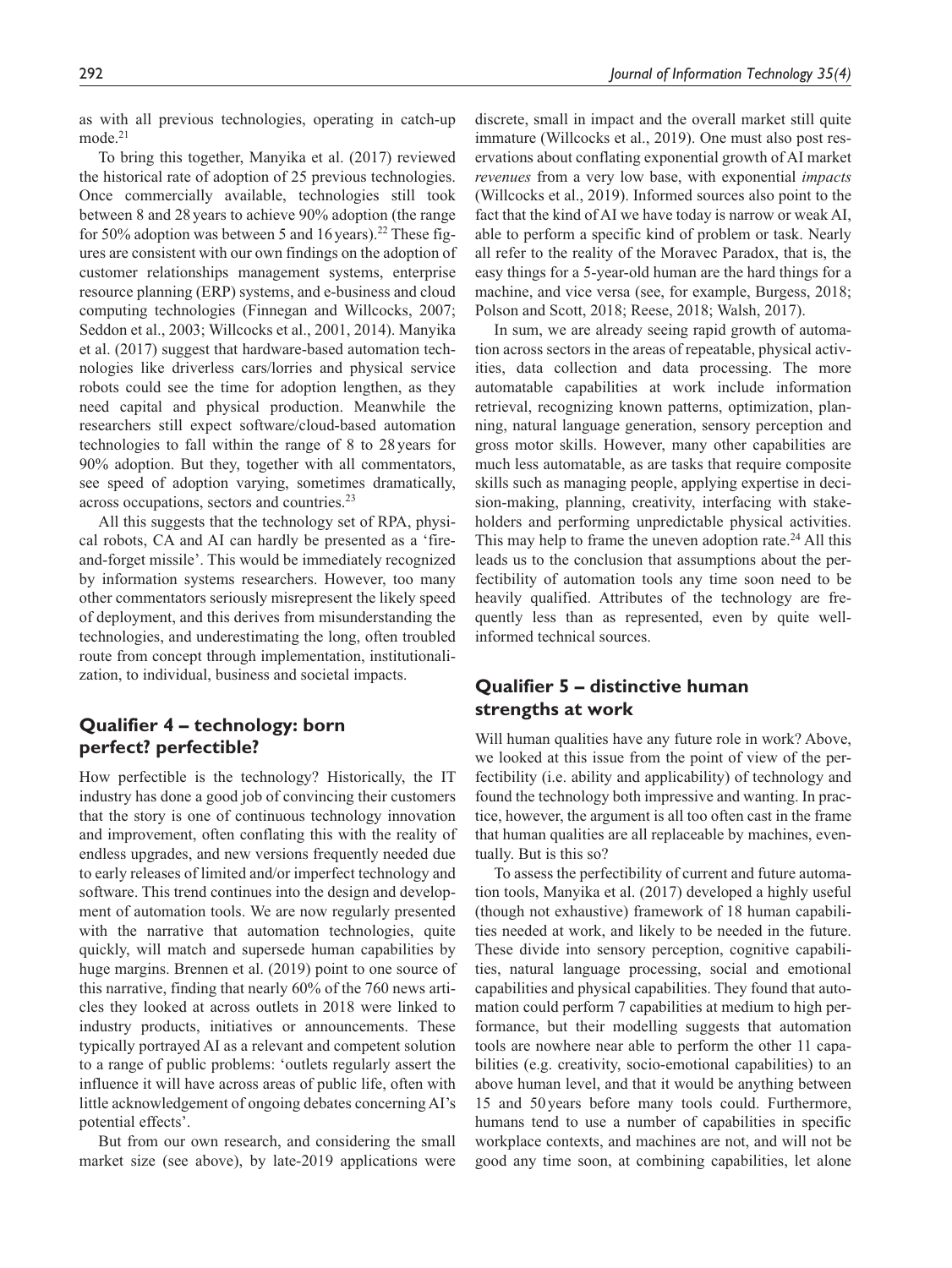as with all previous technologies, operating in catch-up mode.[21]

To bring this together, Manyika et al. (2017) reviewed the historical rate of adoption of 25 previous technologies. Once commercially available, technologies still took between 8 and 28 years to achieve 90% adoption (the range for 50% adoption was between 5 and 16 years).[22] These figures are consistent with our own findings on the adoption of customer relationships management systems, enterprise resource planning (ERP) systems, and e-business and cloud computing technologies (Finnegan and Willcocks, 2007; Seddon et al., 2003; Willcocks et al., 2001, 2014). Manyika et al. (2017) suggest that hardware-based automation technologies like driverless cars/lorries and physical service robots could see the time for adoption lengthen, as they need capital and physical production. Meanwhile the researchers still expect software/cloud-based automation technologies to fall within the range of 8 to 28 years for 90% adoption. But they, together with all commentators, see speed of adoption varying, sometimes dramatically, across occupations, sectors and countries.[23]

All this suggests that the technology set of RPA, physical robots, CA and AI can hardly be presented as a 'fire-and-forget missile'. This would be immediately recognized by information systems researchers. However, too many other commentators seriously misrepresent the likely speed of deployment, and this derives from misunderstanding the technologies, and underestimating the long, often troubled route from concept through implementation, institutionalization, to individual, business and societal impacts.

## Qualifier 4 – technology: born perfect? perfectible?

How perfectible is the technology? Historically, the IT industry has done a good job of convincing their customers that the story is one of continuous technology innovation and improvement, often conflating this with the reality of endless upgrades, and new versions frequently needed due to early releases of limited and/or imperfect technology and software. This trend continues into the design and development of automation tools. We are now regularly presented with the narrative that automation technologies, quite quickly, will match and supersede human capabilities by huge margins. Brennen et al. (2019) point to one source of this narrative, finding that nearly 60% of the 760 news articles they looked at across outlets in 2018 were linked to industry products, initiatives or announcements. These typically portrayed AI as a relevant and competent solution to a range of public problems: 'outlets regularly assert the influence it will have across areas of public life, often with little acknowledgement of ongoing debates concerning AI's potential effects'.

But from our own research, and considering the small market size (see above), by late-2019 applications were discrete, small in impact and the overall market still quite immature (Willcocks et al., 2019). One must also post reservations about conflating exponential growth of AI market *revenues* from a very low base, with exponential *impacts* (Willcocks et al., 2019). Informed sources also point to the fact that the kind of AI we have today is narrow or weak AI, able to perform a specific kind of problem or task. Nearly all refer to the reality of the Moravec Paradox, that is, the easy things for a 5-year-old human are the hard things for a machine, and vice versa (see, for example, Burgess, 2018; Polson and Scott, 2018; Reese, 2018; Walsh, 2017).

In sum, we are already seeing rapid growth of automation across sectors in the areas of repeatable, physical activities, data collection and data processing. The more automatable capabilities at work include information retrieval, recognizing known patterns, optimization, planning, natural language generation, sensory perception and gross motor skills. However, many other capabilities are much less automatable, as are tasks that require composite skills such as managing people, applying expertise in decision-making, planning, creativity, interfacing with stakeholders and performing unpredictable physical activities. This may help to frame the uneven adoption rate.[24] All this leads us to the conclusion that assumptions about the perfectibility of automation tools any time soon need to be heavily qualified. Attributes of the technology are frequently less than as represented, even by quite well-informed technical sources.

## Qualifier 5 – distinctive human strengths at work

Will human qualities have any future role in work? Above, we looked at this issue from the point of view of the perfectibility (i.e. ability and applicability) of technology and found the technology both impressive and wanting. In practice, however, the argument is all too often cast in the frame that human qualities are all replaceable by machines, eventually. But is this so?

To assess the perfectibility of current and future automation tools, Manyika et al. (2017) developed a highly useful (though not exhaustive) framework of 18 human capabilities needed at work, and likely to be needed in the future. These divide into sensory perception, cognitive capabilities, natural language processing, social and emotional capabilities and physical capabilities. They found that automation could perform 7 capabilities at medium to high performance, but their modelling suggests that automation tools are nowhere near able to perform the other 11 capabilities (e.g. creativity, socio-emotional capabilities) to an above human level, and that it would be anything between 15 and 50 years before many tools could. Furthermore, humans tend to use a number of capabilities in specific workplace contexts, and machines are not, and will not be good any time soon, at combining capabilities, let alone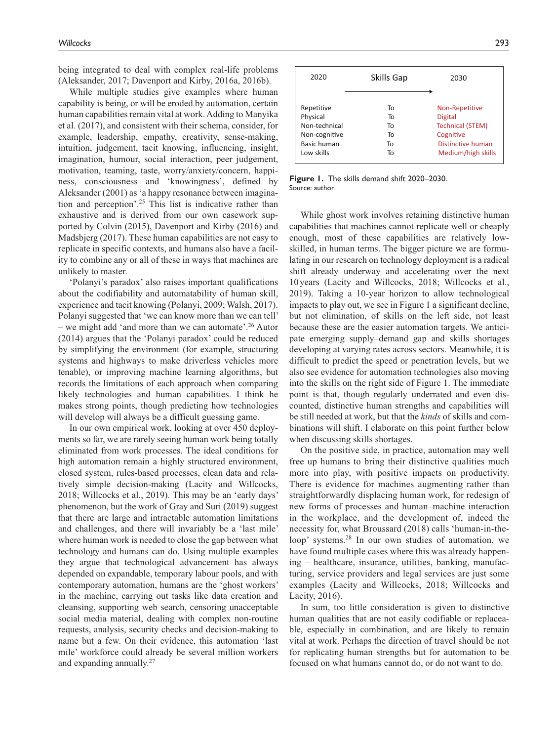being integrated to deal with complex real-life problems (Aleksander, 2017; Davenport and Kirby, 2016a, 2016b).

While multiple studies give examples where human capability is being, or will be eroded by automation, certain human capabilities remain vital at work. Adding to Manyika et al. (2017), and consistent with their schema, consider, for example, leadership, empathy, creativity, sense-making, intuition, judgement, tacit knowing, influencing, insight, imagination, humour, social interaction, peer judgement, motivation, teaming, taste, worry/anxiety/concern, happiness, consciousness and 'knowingness', defined by Aleksander (2001) as 'a happy resonance between imagination and perception'.[25] This list is indicative rather than exhaustive and is derived from our own casework supported by Colvin (2015), Davenport and Kirby (2016) and Madsbjerg (2017). These human capabilities are not easy to replicate in specific contexts, and humans also have a facility to combine any or all of these in ways that machines are unlikely to master.

'Polanyi's paradox' also raises important qualifications about the codifiability and automatability of human skill, experience and tacit knowing (Polanyi, 2009; Walsh, 2017). Polanyi suggested that 'we can know more than we can tell' – we might add 'and more than we can automate'.[26] Autor (2014) argues that the 'Polanyi paradox' could be reduced by simplifying the environment (for example, structuring systems and highways to make driverless vehicles more tenable), or improving machine learning algorithms, but records the limitations of each approach when comparing likely technologies and human capabilities. I think he makes strong points, though predicting how technologies will develop will always be a difficult guessing game.

In our own empirical work, looking at over 450 deployments so far, we are rarely seeing human work being totally eliminated from work processes. The ideal conditions for high automation remain a highly structured environment, closed system, rules-based processes, clean data and relatively simple decision-making (Lacity and Willcocks, 2018; Willcocks et al., 2019). This may be an 'early days' phenomenon, but the work of Gray and Suri (2019) suggest that there are large and intractable automation limitations and challenges, and there will invariably be a 'last mile' where human work is needed to close the gap between what technology and humans can do. Using multiple examples they argue that technological advancement has always depended on expandable, temporary labour pools, and with contemporary automation, humans are the 'ghost workers' in the machine, carrying out tasks like data creation and cleansing, supporting web search, censoring unacceptable social media material, dealing with complex non-routine requests, analysis, security checks and decision-making to name but a few. On their evidence, this automation 'last mile' workforce could already be several million workers and expanding annually.[27]

| 2020 | Skills Gap → | 2030 |
|---|---|---|
| Repetitive | To | Non-Repetitive |
| Physical | To | Digital |
| Non-technical | To | Technical (STEM) |
| Non-cognitive | To | Cognitive |
| Basic human | To | Distinctive human |
| Low skills | To | Medium/high skills |

**Figure 1.** The skills demand shift 2020–2030.
Source: author.

While ghost work involves retaining distinctive human capabilities that machines cannot replicate well or cheaply enough, most of these capabilities are relatively low-skilled, in human terms. The bigger picture we are formulating in our research on technology deployment is a radical shift already underway and accelerating over the next 10 years (Lacity and Willcocks, 2018; Willcocks et al., 2019). Taking a 10-year horizon to allow technological impacts to play out, we see in Figure 1 a significant decline, but not elimination, of skills on the left side, not least because these are the easier automation targets. We anticipate emerging supply–demand gap and skills shortages developing at varying rates across sectors. Meanwhile, it is difficult to predict the speed or penetration levels, but we also see evidence for automation technologies also moving into the skills on the right side of Figure 1. The immediate point is that, though regularly underrated and even discounted, distinctive human strengths and capabilities will be still needed at work, but that the *kinds* of skills and combinations will shift. I elaborate on this point further below when discussing skills shortages.

On the positive side, in practice, automation may well free up humans to bring their distinctive qualities much more into play, with positive impacts on productivity. There is evidence for machines augmenting rather than straightforwardly displacing human work, for redesign of new forms of processes and human–machine interaction in the workplace, and the development of, indeed the necessity for, what Broussard (2018) calls 'human-in-the-loop' systems.[28] In our own studies of automation, we have found multiple cases where this was already happening – healthcare, insurance, utilities, banking, manufacturing, service providers and legal services are just some examples (Lacity and Willcocks, 2018; Willcocks and Lacity, 2016).

In sum, too little consideration is given to distinctive human qualities that are not easily codifiable or replaceable, especially in combination, and are likely to remain vital at work. Perhaps the direction of travel should be not for replicating human strengths but for automation to be focused on what humans cannot do, or do not want to do.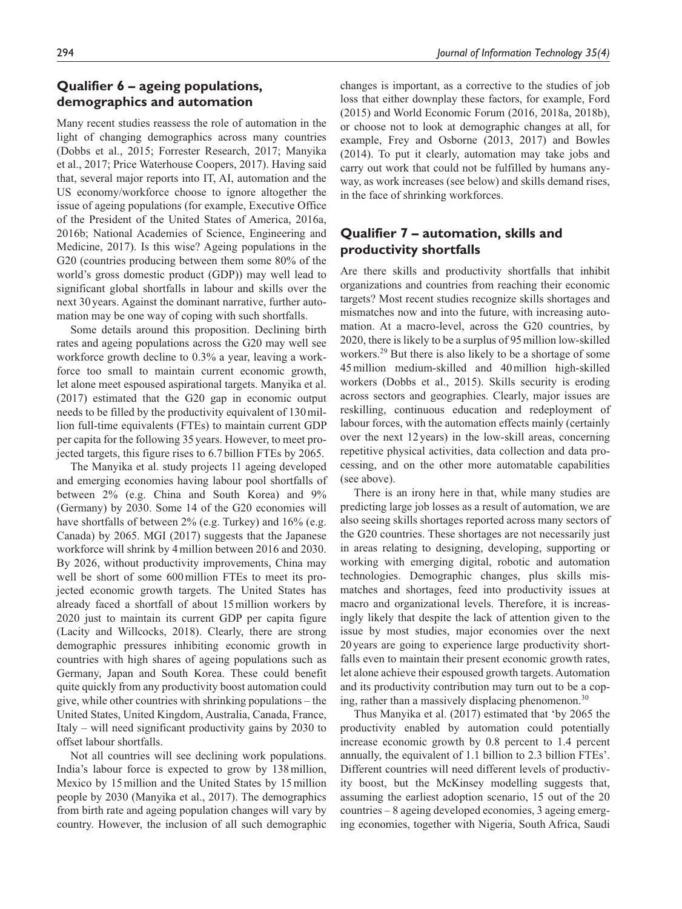## Qualifier 6 – ageing populations, demographics and automation

Many recent studies reassess the role of automation in the light of changing demographics across many countries (Dobbs et al., 2015; Forrester Research, 2017; Manyika et al., 2017; Price Waterhouse Coopers, 2017). Having said that, several major reports into IT, AI, automation and the US economy/workforce choose to ignore altogether the issue of ageing populations (for example, Executive Office of the President of the United States of America, 2016a, 2016b; National Academies of Science, Engineering and Medicine, 2017). Is this wise? Ageing populations in the G20 (countries producing between them some 80% of the world's gross domestic product (GDP)) may well lead to significant global shortfalls in labour and skills over the next 30 years. Against the dominant narrative, further automation may be one way of coping with such shortfalls.

Some details around this proposition. Declining birth rates and ageing populations across the G20 may well see workforce growth decline to 0.3% a year, leaving a workforce too small to maintain current economic growth, let alone meet espoused aspirational targets. Manyika et al. (2017) estimated that the G20 gap in economic output needs to be filled by the productivity equivalent of 130 million full-time equivalents (FTEs) to maintain current GDP per capita for the following 35 years. However, to meet projected targets, this figure rises to 6.7 billion FTEs by 2065.

The Manyika et al. study projects 11 ageing developed and emerging economies having labour pool shortfalls of between 2% (e.g. China and South Korea) and 9% (Germany) by 2030. Some 14 of the G20 economies will have shortfalls of between 2% (e.g. Turkey) and 16% (e.g. Canada) by 2065. MGI (2017) suggests that the Japanese workforce will shrink by 4 million between 2016 and 2030. By 2026, without productivity improvements, China may well be short of some 600 million FTEs to meet its projected economic growth targets. The United States has already faced a shortfall of about 15 million workers by 2020 just to maintain its current GDP per capita figure (Lacity and Willcocks, 2018). Clearly, there are strong demographic pressures inhibiting economic growth in countries with high shares of ageing populations such as Germany, Japan and South Korea. These could benefit quite quickly from any productivity boost automation could give, while other countries with shrinking populations – the United States, United Kingdom, Australia, Canada, France, Italy – will need significant productivity gains by 2030 to offset labour shortfalls.

Not all countries will see declining work populations. India's labour force is expected to grow by 138 million, Mexico by 15 million and the United States by 15 million people by 2030 (Manyika et al., 2017). The demographics from birth rate and ageing population changes will vary by country. However, the inclusion of all such demographic changes is important, as a corrective to the studies of job loss that either downplay these factors, for example, Ford (2015) and World Economic Forum (2016, 2018a, 2018b), or choose not to look at demographic changes at all, for example, Frey and Osborne (2013, 2017) and Bowles (2014). To put it clearly, automation may take jobs and carry out work that could not be fulfilled by humans anyway, as work increases (see below) and skills demand rises, in the face of shrinking workforces.

## Qualifier 7 – automation, skills and productivity shortfalls

Are there skills and productivity shortfalls that inhibit organizations and countries from reaching their economic targets? Most recent studies recognize skills shortages and mismatches now and into the future, with increasing automation. At a macro-level, across the G20 countries, by 2020, there is likely to be a surplus of 95 million low-skilled workers.[29] But there is also likely to be a shortage of some 45 million medium-skilled and 40 million high-skilled workers (Dobbs et al., 2015). Skills security is eroding across sectors and geographies. Clearly, major issues are reskilling, continuous education and redeployment of labour forces, with the automation effects mainly (certainly over the next 12 years) in the low-skill areas, concerning repetitive physical activities, data collection and data processing, and on the other more automatable capabilities (see above).

There is an irony here in that, while many studies are predicting large job losses as a result of automation, we are also seeing skills shortages reported across many sectors of the G20 countries. These shortages are not necessarily just in areas relating to designing, developing, supporting or working with emerging digital, robotic and automation technologies. Demographic changes, plus skills mismatches and shortages, feed into productivity issues at macro and organizational levels. Therefore, it is increasingly likely that despite the lack of attention given to the issue by most studies, major economies over the next 20 years are going to experience large productivity shortfalls even to maintain their present economic growth rates, let alone achieve their espoused growth targets. Automation and its productivity contribution may turn out to be a coping, rather than a massively displacing phenomenon.[30]

Thus Manyika et al. (2017) estimated that 'by 2065 the productivity enabled by automation could potentially increase economic growth by 0.8 percent to 1.4 percent annually, the equivalent of 1.1 billion to 2.3 billion FTEs'. Different countries will need different levels of productivity boost, but the McKinsey modelling suggests that, assuming the earliest adoption scenario, 15 out of the 20 countries – 8 ageing developed economies, 3 ageing emerging economies, together with Nigeria, South Africa, Saudi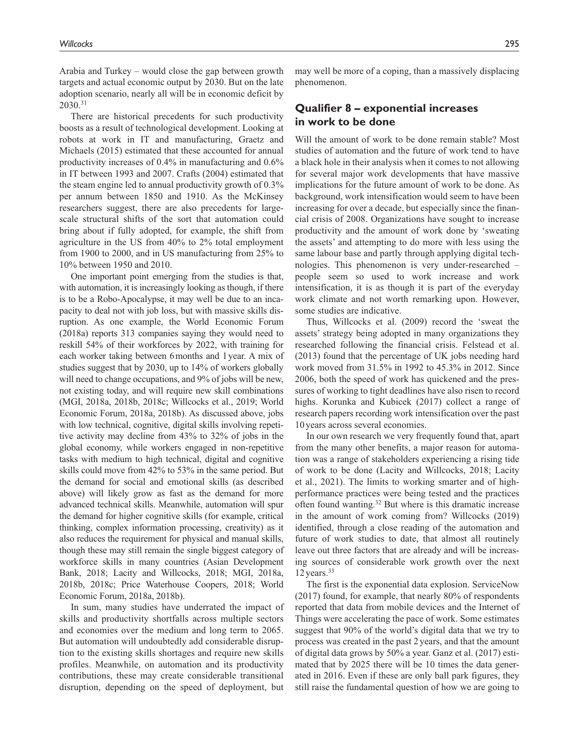Arabia and Turkey – would close the gap between growth targets and actual economic output by 2030. But on the late adoption scenario, nearly all will be in economic deficit by 2030.[31]

There are historical precedents for such productivity boosts as a result of technological development. Looking at robots at work in IT and manufacturing, Graetz and Michaels (2015) estimated that these accounted for annual productivity increases of 0.4% in manufacturing and 0.6% in IT between 1993 and 2007. Crafts (2004) estimated that the steam engine led to annual productivity growth of 0.3% per annum between 1850 and 1910. As the McKinsey researchers suggest, there are also precedents for large-scale structural shifts of the sort that automation could bring about if fully adopted, for example, the shift from agriculture in the US from 40% to 2% total employment from 1900 to 2000, and in US manufacturing from 25% to 10% between 1950 and 2010.

One important point emerging from the studies is that, with automation, it is increasingly looking as though, if there is to be a Robo-Apocalypse, it may well be due to an incapacity to deal not with job loss, but with massive skills disruption. As one example, the World Economic Forum (2018a) reports 313 companies saying they would need to reskill 54% of their workforces by 2022, with training for each worker taking between 6 months and 1 year. A mix of studies suggest that by 2030, up to 14% of workers globally will need to change occupations, and 9% of jobs will be new, not existing today, and will require new skill combinations (MGI, 2018a, 2018b, 2018c; Willcocks et al., 2019; World Economic Forum, 2018a, 2018b). As discussed above, jobs with low technical, cognitive, digital skills involving repetitive activity may decline from 43% to 32% of jobs in the global economy, while workers engaged in non-repetitive tasks with medium to high technical, digital and cognitive skills could move from 42% to 53% in the same period. But the demand for social and emotional skills (as described above) will likely grow as fast as the demand for more advanced technical skills. Meanwhile, automation will spur the demand for higher cognitive skills (for example, critical thinking, complex information processing, creativity) as it also reduces the requirement for physical and manual skills, though these may still remain the single biggest category of workforce skills in many countries (Asian Development Bank, 2018; Lacity and Willcocks, 2018; MGI, 2018a, 2018b, 2018c; Price Waterhouse Coopers, 2018; World Economic Forum, 2018a, 2018b).

In sum, many studies have underrated the impact of skills and productivity shortfalls across multiple sectors and economies over the medium and long term to 2065. But automation will undoubtedly add considerable disruption to the existing skills shortages and require new skills profiles. Meanwhile, on automation and its productivity contributions, these may create considerable transitional disruption, depending on the speed of deployment, but may well be more of a coping, than a massively displacing phenomenon.

## Qualifier 8 – exponential increases in work to be done

Will the amount of work to be done remain stable? Most studies of automation and the future of work tend to have a black hole in their analysis when it comes to not allowing for several major work developments that have massive implications for the future amount of work to be done. As background, work intensification would seem to have been increasing for over a decade, but especially since the financial crisis of 2008. Organizations have sought to increase productivity and the amount of work done by 'sweating the assets' and attempting to do more with less using the same labour base and partly through applying digital technologies. This phenomenon is very under-researched – people seem so used to work increase and work intensification, it is as though it is part of the everyday work climate and not worth remarking upon. However, some studies are indicative.

Thus, Willcocks et al. (2009) record the 'sweat the assets' strategy being adopted in many organizations they researched following the financial crisis. Felstead et al. (2013) found that the percentage of UK jobs needing hard work moved from 31.5% in 1992 to 45.3% in 2012. Since 2006, both the speed of work has quickened and the pressures of working to tight deadlines have also risen to record highs. Korunka and Kubicek (2017) collect a range of research papers recording work intensification over the past 10 years across several economies.

In our own research we very frequently found that, apart from the many other benefits, a major reason for automation was a range of stakeholders experiencing a rising tide of work to be done (Lacity and Willcocks, 2018; Lacity et al., 2021). The limits to working smarter and of high-performance practices were being tested and the practices often found wanting.[32] But where is this dramatic increase in the amount of work coming from? Willcocks (2019) identified, through a close reading of the automation and future of work studies to date, that almost all routinely leave out three factors that are already and will be increasing sources of considerable work growth over the next 12 years.[33]

The first is the exponential data explosion. ServiceNow (2017) found, for example, that nearly 80% of respondents reported that data from mobile devices and the Internet of Things were accelerating the pace of work. Some estimates suggest that 90% of the world's digital data that we try to process was created in the past 2 years, and that the amount of digital data grows by 50% a year. Ganz et al. (2017) estimated that by 2025 there will be 10 times the data generated in 2016. Even if these are only ball park figures, they still raise the fundamental question of how we are going to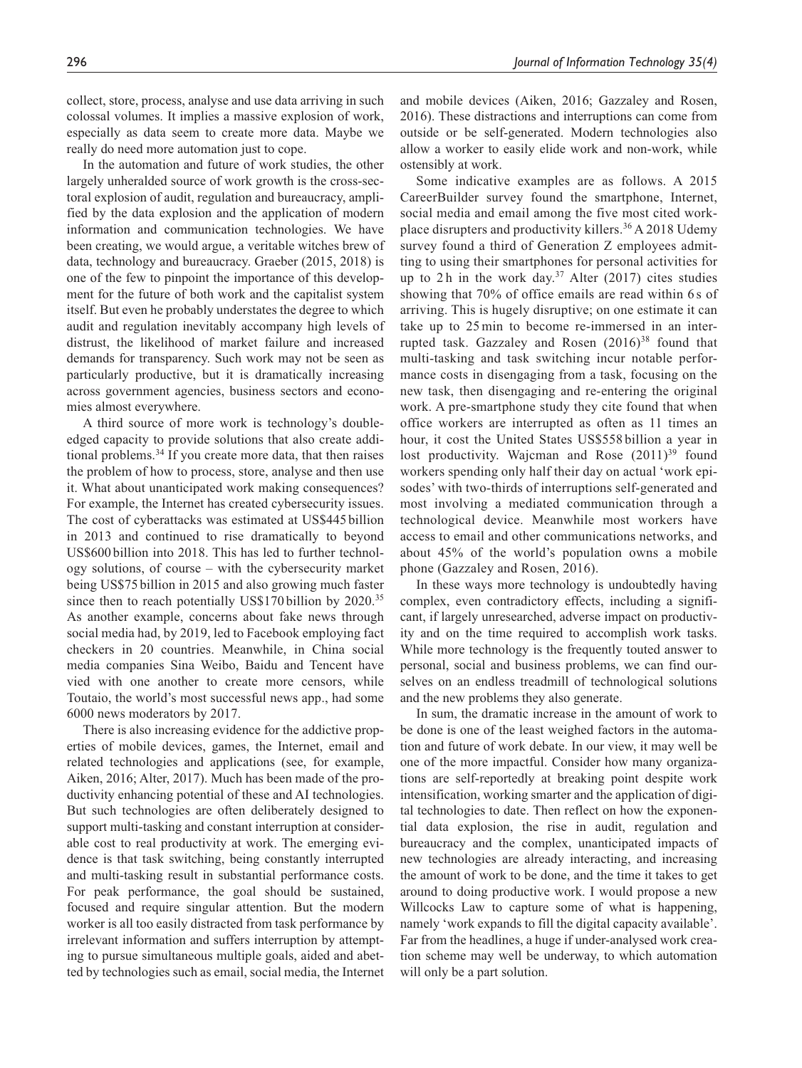collect, store, process, analyse and use data arriving in such colossal volumes. It implies a massive explosion of work, especially as data seem to create more data. Maybe we really do need more automation just to cope.

In the automation and future of work studies, the other largely unheralded source of work growth is the cross-sectoral explosion of audit, regulation and bureaucracy, amplified by the data explosion and the application of modern information and communication technologies. We have been creating, we would argue, a veritable witches brew of data, technology and bureaucracy. Graeber (2015, 2018) is one of the few to pinpoint the importance of this development for the future of both work and the capitalist system itself. But even he probably understates the degree to which audit and regulation inevitably accompany high levels of distrust, the likelihood of market failure and increased demands for transparency. Such work may not be seen as particularly productive, but it is dramatically increasing across government agencies, business sectors and economies almost everywhere.

A third source of more work is technology's double-edged capacity to provide solutions that also create additional problems.[34] If you create more data, that then raises the problem of how to process, store, analyse and then use it. What about unanticipated work making consequences? For example, the Internet has created cybersecurity issues. The cost of cyberattacks was estimated at US$445 billion in 2013 and continued to rise dramatically to beyond US$600 billion into 2018. This has led to further technology solutions, of course – with the cybersecurity market being US$75 billion in 2015 and also growing much faster since then to reach potentially US$170 billion by 2020.[35] As another example, concerns about fake news through social media had, by 2019, led to Facebook employing fact checkers in 20 countries. Meanwhile, in China social media companies Sina Weibo, Baidu and Tencent have vied with one another to create more censors, while Toutaio, the world's most successful news app., had some 6000 news moderators by 2017.

There is also increasing evidence for the addictive properties of mobile devices, games, the Internet, email and related technologies and applications (see, for example, Aiken, 2016; Alter, 2017). Much has been made of the productivity enhancing potential of these and AI technologies. But such technologies are often deliberately designed to support multi-tasking and constant interruption at considerable cost to real productivity at work. The emerging evidence is that task switching, being constantly interrupted and multi-tasking result in substantial performance costs. For peak performance, the goal should be sustained, focused and require singular attention. But the modern worker is all too easily distracted from task performance by irrelevant information and suffers interruption by attempting to pursue simultaneous multiple goals, aided and abetted by technologies such as email, social media, the Internet and mobile devices (Aiken, 2016; Gazzaley and Rosen, 2016). These distractions and interruptions can come from outside or be self-generated. Modern technologies also allow a worker to easily elide work and non-work, while ostensibly at work.

Some indicative examples are as follows. A 2015 CareerBuilder survey found the smartphone, Internet, social media and email among the five most cited workplace disrupters and productivity killers.[36] A 2018 Udemy survey found a third of Generation Z employees admitting to using their smartphones for personal activities for up to 2 h in the work day.[37] Alter (2017) cites studies showing that 70% of office emails are read within 6 s of arriving. This is hugely disruptive; on one estimate it can take up to 25 min to become re-immersed in an interrupted task. Gazzaley and Rosen (2016)[38] found that multi-tasking and task switching incur notable performance costs in disengaging from a task, focusing on the new task, then disengaging and re-entering the original work. A pre-smartphone study they cite found that when office workers are interrupted as often as 11 times an hour, it cost the United States US$558 billion a year in lost productivity. Wajcman and Rose (2011)[39] found workers spending only half their day on actual 'work episodes' with two-thirds of interruptions self-generated and most involving a mediated communication through a technological device. Meanwhile most workers have access to email and other communications networks, and about 45% of the world's population owns a mobile phone (Gazzaley and Rosen, 2016).

In these ways more technology is undoubtedly having complex, even contradictory effects, including a significant, if largely unresearched, adverse impact on productivity and on the time required to accomplish work tasks. While more technology is the frequently touted answer to personal, social and business problems, we can find ourselves on an endless treadmill of technological solutions and the new problems they also generate.

In sum, the dramatic increase in the amount of work to be done is one of the least weighed factors in the automation and future of work debate. In our view, it may well be one of the more impactful. Consider how many organizations are self-reportedly at breaking point despite work intensification, working smarter and the application of digital technologies to date. Then reflect on how the exponential data explosion, the rise in audit, regulation and bureaucracy and the complex, unanticipated impacts of new technologies are already interacting, and increasing the amount of work to be done, and the time it takes to get around to doing productive work. I would propose a new Willcocks Law to capture some of what is happening, namely 'work expands to fill the digital capacity available'. Far from the headlines, a huge if under-analysed work creation scheme may well be underway, to which automation will only be a part solution.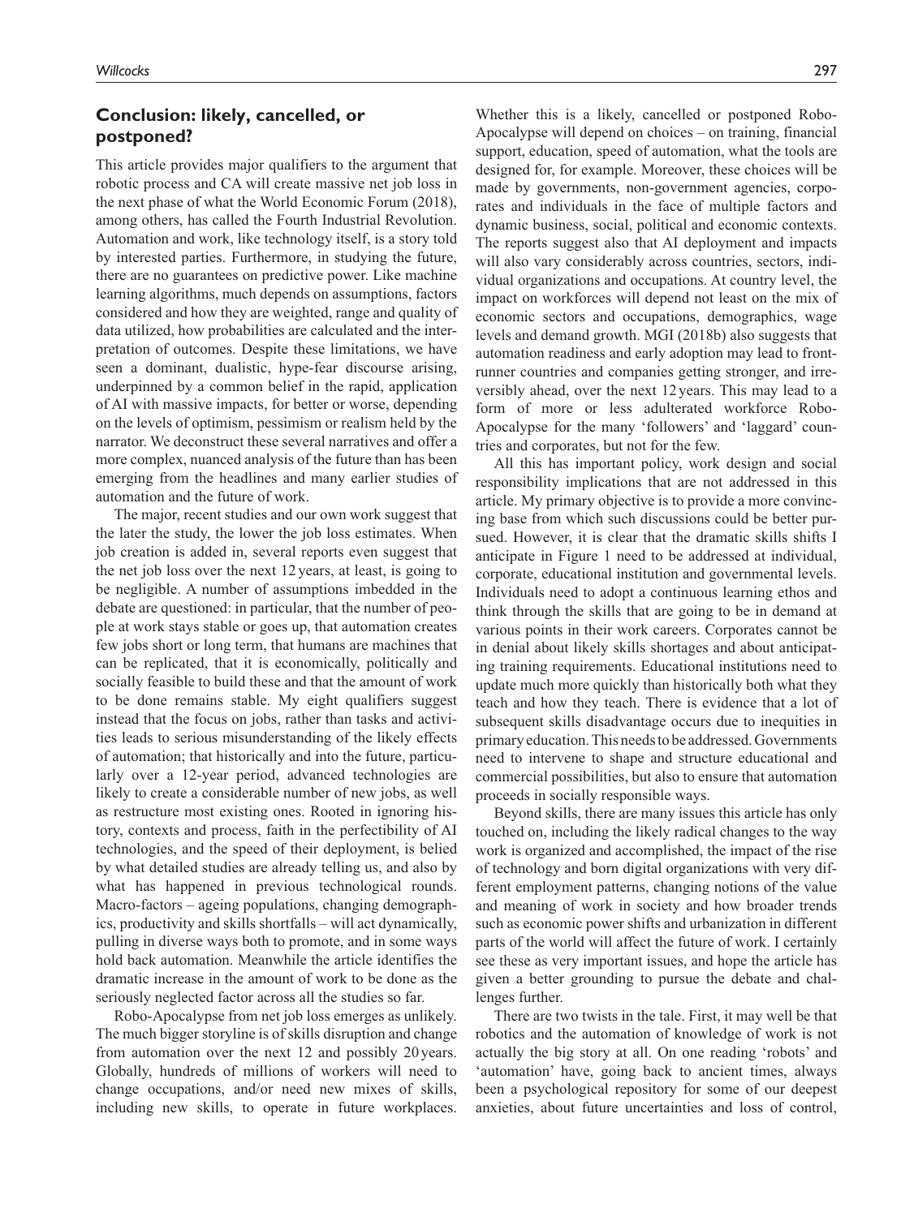## Conclusion: likely, cancelled, or postponed?

This article provides major qualifiers to the argument that robotic process and CA will create massive net job loss in the next phase of what the World Economic Forum (2018), among others, has called the Fourth Industrial Revolution. Automation and work, like technology itself, is a story told by interested parties. Furthermore, in studying the future, there are no guarantees on predictive power. Like machine learning algorithms, much depends on assumptions, factors considered and how they are weighted, range and quality of data utilized, how probabilities are calculated and the interpretation of outcomes. Despite these limitations, we have seen a dominant, dualistic, hype-fear discourse arising, underpinned by a common belief in the rapid, application of AI with massive impacts, for better or worse, depending on the levels of optimism, pessimism or realism held by the narrator. We deconstruct these several narratives and offer a more complex, nuanced analysis of the future than has been emerging from the headlines and many earlier studies of automation and the future of work.

The major, recent studies and our own work suggest that the later the study, the lower the job loss estimates. When job creation is added in, several reports even suggest that the net job loss over the next 12 years, at least, is going to be negligible. A number of assumptions imbedded in the debate are questioned: in particular, that the number of people at work stays stable or goes up, that automation creates few jobs short or long term, that humans are machines that can be replicated, that it is economically, politically and socially feasible to build these and that the amount of work to be done remains stable. My eight qualifiers suggest instead that the focus on jobs, rather than tasks and activities leads to serious misunderstanding of the likely effects of automation; that historically and into the future, particularly over a 12-year period, advanced technologies are likely to create a considerable number of new jobs, as well as restructure most existing ones. Rooted in ignoring history, contexts and process, faith in the perfectibility of AI technologies, and the speed of their deployment, is belied by what detailed studies are already telling us, and also by what has happened in previous technological rounds. Macro-factors – ageing populations, changing demographics, productivity and skills shortfalls – will act dynamically, pulling in diverse ways both to promote, and in some ways hold back automation. Meanwhile the article identifies the dramatic increase in the amount of work to be done as the seriously neglected factor across all the studies so far.

Robo-Apocalypse from net job loss emerges as unlikely. The much bigger storyline is of skills disruption and change from automation over the next 12 and possibly 20 years. Globally, hundreds of millions of workers will need to change occupations, and/or need new mixes of skills, including new skills, to operate in future workplaces. Whether this is a likely, cancelled or postponed Robo-Apocalypse will depend on choices – on training, financial support, education, speed of automation, what the tools are designed for, for example. Moreover, these choices will be made by governments, non-government agencies, corporates and individuals in the face of multiple factors and dynamic business, social, political and economic contexts. The reports suggest also that AI deployment and impacts will also vary considerably across countries, sectors, individual organizations and occupations. At country level, the impact on workforces will depend not least on the mix of economic sectors and occupations, demographics, wage levels and demand growth. MGI (2018b) also suggests that automation readiness and early adoption may lead to front-runner countries and companies getting stronger, and irreversibly ahead, over the next 12 years. This may lead to a form of more or less adulterated workforce Robo-Apocalypse for the many 'followers' and 'laggard' countries and corporates, but not for the few.

All this has important policy, work design and social responsibility implications that are not addressed in this article. My primary objective is to provide a more convincing base from which such discussions could be better pursued. However, it is clear that the dramatic skills shifts I anticipate in Figure 1 need to be addressed at individual, corporate, educational institution and governmental levels. Individuals need to adopt a continuous learning ethos and think through the skills that are going to be in demand at various points in their work careers. Corporates cannot be in denial about likely skills shortages and about anticipating training requirements. Educational institutions need to update much more quickly than historically both what they teach and how they teach. There is evidence that a lot of subsequent skills disadvantage occurs due to inequities in primary education. This needs to be addressed. Governments need to intervene to shape and structure educational and commercial possibilities, but also to ensure that automation proceeds in socially responsible ways.

Beyond skills, there are many issues this article has only touched on, including the likely radical changes to the way work is organized and accomplished, the impact of the rise of technology and born digital organizations with very different employment patterns, changing notions of the value and meaning of work in society and how broader trends such as economic power shifts and urbanization in different parts of the world will affect the future of work. I certainly see these as very important issues, and hope the article has given a better grounding to pursue the debate and challenges further.

There are two twists in the tale. First, it may well be that robotics and the automation of knowledge of work is not actually the big story at all. On one reading 'robots' and 'automation' have, going back to ancient times, always been a psychological repository for some of our deepest anxieties, about future uncertainties and loss of control,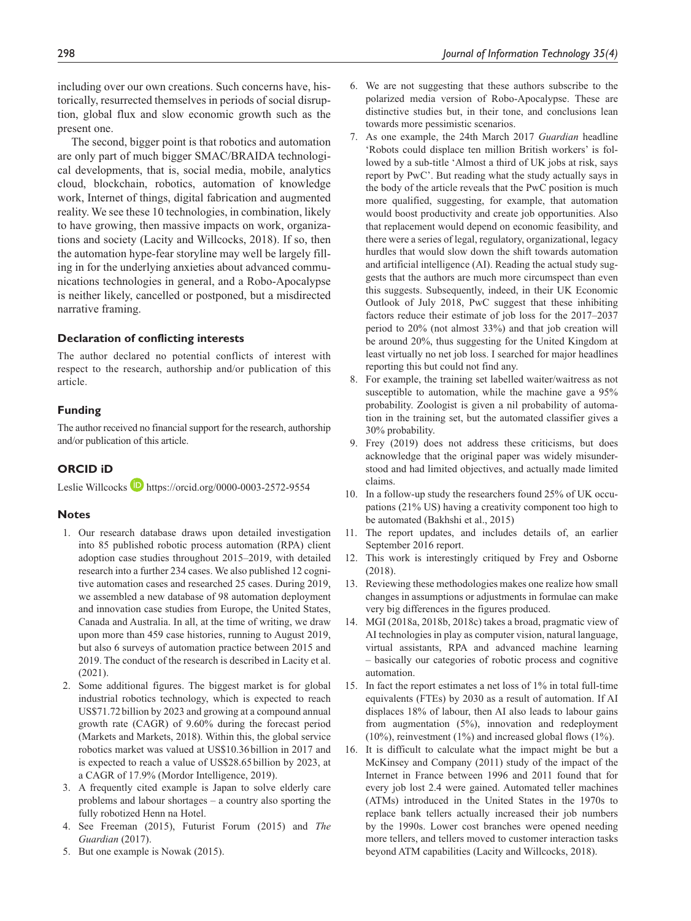including over our own creations. Such concerns have, historically, resurrected themselves in periods of social disruption, global flux and slow economic growth such as the present one.

The second, bigger point is that robotics and automation are only part of much bigger SMAC/BRAIDA technological developments, that is, social media, mobile, analytics cloud, blockchain, robotics, automation of knowledge work, Internet of things, digital fabrication and augmented reality. We see these 10 technologies, in combination, likely to have growing, then massive impacts on work, organizations and society (Lacity and Willcocks, 2018). If so, then the automation hype-fear storyline may well be largely filling in for the underlying anxieties about advanced communications technologies in general, and a Robo-Apocalypse is neither likely, cancelled or postponed, but a misdirected narrative framing.

### Declaration of conflicting interests

The author declared no potential conflicts of interest with respect to the research, authorship and/or publication of this article.

### Funding

The author received no financial support for the research, authorship and/or publication of this article.

### ORCID iD

Leslie Willcocks https://orcid.org/0000-0003-2572-9554

### Notes

1. Our research database draws upon detailed investigation into 85 published robotic process automation (RPA) client adoption case studies throughout 2015–2019, with detailed research into a further 234 cases. We also published 12 cognitive automation cases and researched 25 cases. During 2019, we assembled a new database of 98 automation deployment and innovation case studies from Europe, the United States, Canada and Australia. In all, at the time of writing, we draw upon more than 459 case histories, running to August 2019, but also 6 surveys of automation practice between 2015 and 2019. The conduct of the research is described in Lacity et al. (2021).
2. Some additional figures. The biggest market is for global industrial robotics technology, which is expected to reach US$71.72 billion by 2023 and growing at a compound annual growth rate (CAGR) of 9.60% during the forecast period (Markets and Markets, 2018). Within this, the global service robotics market was valued at US$10.36 billion in 2017 and is expected to reach a value of US$28.65 billion by 2023, at a CAGR of 17.9% (Mordor Intelligence, 2019).
3. A frequently cited example is Japan to solve elderly care problems and labour shortages – a country also sporting the fully robotized Henn na Hotel.
4. See Freeman (2015), Futurist Forum (2015) and *The Guardian* (2017).
5. But one example is Nowak (2015).
6. We are not suggesting that these authors subscribe to the polarized media version of Robo-Apocalypse. These are distinctive studies but, in their tone, and conclusions lean towards more pessimistic scenarios.
7. As one example, the 24th March 2017 *Guardian* headline 'Robots could displace ten million British workers' is followed by a sub-title 'Almost a third of UK jobs at risk, says report by PwC'. But reading what the study actually says in the body of the article reveals that the PwC position is much more qualified, suggesting, for example, that automation would boost productivity and create job opportunities. Also that replacement would depend on economic feasibility, and there were a series of legal, regulatory, organizational, legacy hurdles that would slow down the shift towards automation and artificial intelligence (AI). Reading the actual study suggests that the authors are much more circumspect than even this suggests. Subsequently, indeed, in their UK Economic Outlook of July 2018, PwC suggest that these inhibiting factors reduce their estimate of job loss for the 2017–2037 period to 20% (not almost 33%) and that job creation will be around 20%, thus suggesting for the United Kingdom at least virtually no net job loss. I searched for major headlines reporting this but could not find any.
8. For example, the training set labelled waiter/waitress as not susceptible to automation, while the machine gave a 95% probability. Zoologist is given a nil probability of automation in the training set, but the automated classifier gives a 30% probability.
9. Frey (2019) does not address these criticisms, but does acknowledge that the original paper was widely misunderstood and had limited objectives, and actually made limited claims.
10. In a follow-up study the researchers found 25% of UK occupations (21% US) having a creativity component too high to be automated (Bakhshi et al., 2015)
11. The report updates, and includes details of, an earlier September 2016 report.
12. This work is interestingly critiqued by Frey and Osborne (2018).
13. Reviewing these methodologies makes one realize how small changes in assumptions or adjustments in formulae can make very big differences in the figures produced.
14. MGI (2018a, 2018b, 2018c) takes a broad, pragmatic view of AI technologies in play as computer vision, natural language, virtual assistants, RPA and advanced machine learning – basically our categories of robotic process and cognitive automation.
15. In fact the report estimates a net loss of 1% in total full-time equivalents (FTEs) by 2030 as a result of automation. If AI displaces 18% of labour, then AI also leads to labour gains from augmentation (5%), innovation and redeployment (10%), reinvestment (1%) and increased global flows (1%).
16. It is difficult to calculate what the impact might be but a McKinsey and Company (2011) study of the impact of the Internet in France between 1996 and 2011 found that for every job lost 2.4 were gained. Automated teller machines (ATMs) introduced in the United States in the 1970s to replace bank tellers actually increased their job numbers by the 1990s. Lower cost branches were opened needing more tellers, and tellers moved to customer interaction tasks beyond ATM capabilities (Lacity and Willcocks, 2018).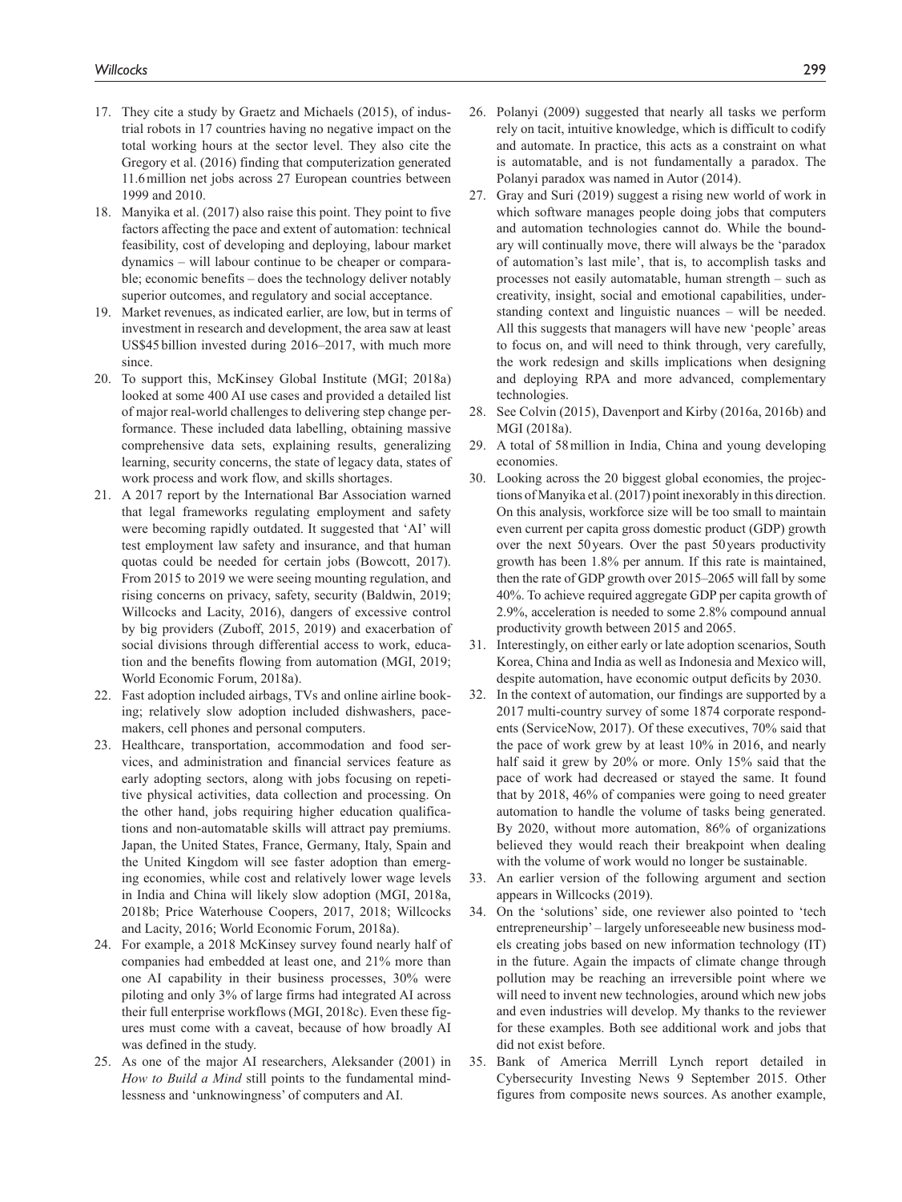17. They cite a study by Graetz and Michaels (2015), of industrial robots in 17 countries having no negative impact on the total working hours at the sector level. They also cite the Gregory et al. (2016) finding that computerization generated 11.6 million net jobs across 27 European countries between 1999 and 2010.
18. Manyika et al. (2017) also raise this point. They point to five factors affecting the pace and extent of automation: technical feasibility, cost of developing and deploying, labour market dynamics – will labour continue to be cheaper or comparable; economic benefits – does the technology deliver notably superior outcomes, and regulatory and social acceptance.
19. Market revenues, as indicated earlier, are low, but in terms of investment in research and development, the area saw at least US$45 billion invested during 2016–2017, with much more since.
20. To support this, McKinsey Global Institute (MGI; 2018a) looked at some 400 AI use cases and provided a detailed list of major real-world challenges to delivering step change performance. These included data labelling, obtaining massive comprehensive data sets, explaining results, generalizing learning, security concerns, the state of legacy data, states of work process and work flow, and skills shortages.
21. A 2017 report by the International Bar Association warned that legal frameworks regulating employment and safety were becoming rapidly outdated. It suggested that 'AI' will test employment law safety and insurance, and that human quotas could be needed for certain jobs (Bowcott, 2017). From 2015 to 2019 we were seeing mounting regulation, and rising concerns on privacy, safety, security (Baldwin, 2019; Willcocks and Lacity, 2016), dangers of excessive control by big providers (Zuboff, 2015, 2019) and exacerbation of social divisions through differential access to work, education and the benefits flowing from automation (MGI, 2019; World Economic Forum, 2018a).
22. Fast adoption included airbags, TVs and online airline booking; relatively slow adoption included dishwashers, pacemakers, cell phones and personal computers.
23. Healthcare, transportation, accommodation and food services, and administration and financial services feature as early adopting sectors, along with jobs focusing on repetitive physical activities, data collection and processing. On the other hand, jobs requiring higher education qualifications and non-automatable skills will attract pay premiums. Japan, the United States, France, Germany, Italy, Spain and the United Kingdom will see faster adoption than emerging economies, while cost and relatively lower wage levels in India and China will likely slow adoption (MGI, 2018a, 2018b; Price Waterhouse Coopers, 2017, 2018; Willcocks and Lacity, 2016; World Economic Forum, 2018a).
24. For example, a 2018 McKinsey survey found nearly half of companies had embedded at least one, and 21% more than one AI capability in their business processes, 30% were piloting and only 3% of large firms had integrated AI across their full enterprise workflows (MGI, 2018c). Even these figures must come with a caveat, because of how broadly AI was defined in the study.
25. As one of the major AI researchers, Aleksander (2001) in *How to Build a Mind* still points to the fundamental mindlessness and 'unknowingness' of computers and AI.
26. Polanyi (2009) suggested that nearly all tasks we perform rely on tacit, intuitive knowledge, which is difficult to codify and automate. In practice, this acts as a constraint on what is automatable, and is not fundamentally a paradox. The Polanyi paradox was named in Autor (2014).
27. Gray and Suri (2019) suggest a rising new world of work in which software manages people doing jobs that computers and automation technologies cannot do. While the boundary will continually move, there will always be the 'paradox of automation's last mile', that is, to accomplish tasks and processes not easily automatable, human strength – such as creativity, insight, social and emotional capabilities, understanding context and linguistic nuances – will be needed. All this suggests that managers will have new 'people' areas to focus on, and will need to think through, very carefully, the work redesign and skills implications when designing and deploying RPA and more advanced, complementary technologies.
28. See Colvin (2015), Davenport and Kirby (2016a, 2016b) and MGI (2018a).
29. A total of 58 million in India, China and young developing economies.
30. Looking across the 20 biggest global economies, the projections of Manyika et al. (2017) point inexorably in this direction. On this analysis, workforce size will be too small to maintain even current per capita gross domestic product (GDP) growth over the next 50 years. Over the past 50 years productivity growth has been 1.8% per annum. If this rate is maintained, then the rate of GDP growth over 2015–2065 will fall by some 40%. To achieve required aggregate GDP per capita growth of 2.9%, acceleration is needed to some 2.8% compound annual productivity growth between 2015 and 2065.
31. Interestingly, on either early or late adoption scenarios, South Korea, China and India as well as Indonesia and Mexico will, despite automation, have economic output deficits by 2030.
32. In the context of automation, our findings are supported by a 2017 multi-country survey of some 1874 corporate respondents (ServiceNow, 2017). Of these executives, 70% said that the pace of work grew by at least 10% in 2016, and nearly half said it grew by 20% or more. Only 15% said that the pace of work had decreased or stayed the same. It found that by 2018, 46% of companies were going to need greater automation to handle the volume of tasks being generated. By 2020, without more automation, 86% of organizations believed they would reach their breakpoint when dealing with the volume of work would no longer be sustainable.
33. An earlier version of the following argument and section appears in Willcocks (2019).
34. On the 'solutions' side, one reviewer also pointed to 'tech entrepreneurship' – largely unforeseeable new business models creating jobs based on new information technology (IT) in the future. Again the impacts of climate change through pollution may be reaching an irreversible point where we will need to invent new technologies, around which new jobs and even industries will develop. My thanks to the reviewer for these examples. Both see additional work and jobs that did not exist before.
35. Bank of America Merrill Lynch report detailed in Cybersecurity Investing News 9 September 2015. Other figures from composite news sources. As another example,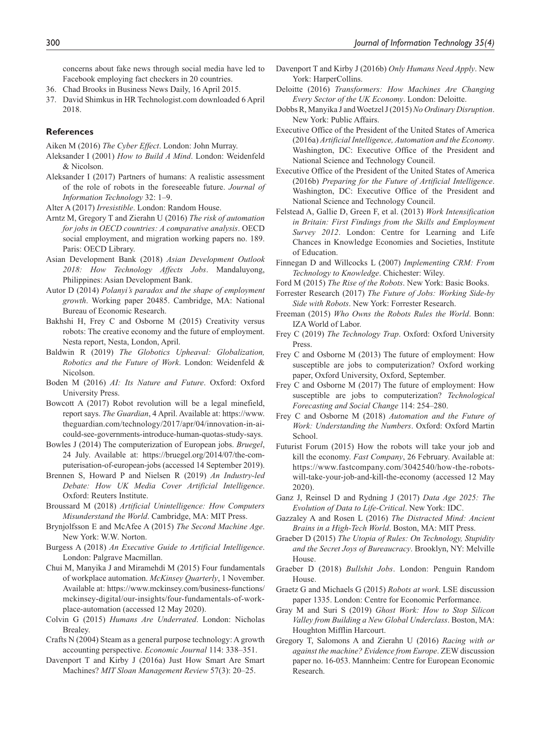concerns about fake news through social media have led to Facebook employing fact checkers in 20 countries.

36. Chad Brooks in Business News Daily, 16 April 2015.
37. David Shimkus in HR Technologist.com downloaded 6 April 2018.

## References

Aiken M (2016) *The Cyber Effect*. London: John Murray.

Aleksander I (2001) *How to Build A Mind*. London: Weidenfeld & Nicolson.

Aleksander I (2017) Partners of humans: A realistic assessment of the role of robots in the foreseeable future. *Journal of Information Technology* 32: 1–9.

Alter A (2017) *Irresistible*. London: Random House.

Arntz M, Gregory T and Zierahn U (2016) *The risk of automation for jobs in OECD countries: A comparative analysis*. OECD social employment, and migration working papers no. 189. Paris: OECD Library.

Asian Development Bank (2018) *Asian Development Outlook 2018: How Technology Affects Jobs*. Mandaluyong, Philippines: Asian Development Bank.

Autor D (2014) *Polanyi's paradox and the shape of employment growth*. Working paper 20485. Cambridge, MA: National Bureau of Economic Research.

Bakhshi H, Frey C and Osborne M (2015) Creativity versus robots: The creative economy and the future of employment. Nesta report, Nesta, London, April.

Baldwin R (2019) *The Globotics Upheaval: Globalization, Robotics and the Future of Work*. London: Weidenfeld & Nicolson.

Boden M (2016) *AI: Its Nature and Future*. Oxford: Oxford University Press.

Bowcott A (2017) Robot revolution will be a legal minefield, report says. *The Guardian*, 4 April. Available at: https://www.theguardian.com/technology/2017/apr/04/innovation-in-ai-could-see-governments-introduce-human-quotas-study-says.

Bowles J (2014) The computerization of European jobs. *Bruegel*, 24 July. Available at: https://bruegel.org/2014/07/the-computerisation-of-european-jobs (accessed 14 September 2019).

Brennen S, Howard P and Nielsen R (2019) *An Industry-led Debate: How UK Media Cover Artificial Intelligence*. Oxford: Reuters Institute.

Broussard M (2018) *Artificial Unintelligence: How Computers Misunderstand the World*. Cambridge, MA: MIT Press.

Brynjolfsson E and McAfee A (2015) *The Second Machine Age*. New York: W.W. Norton.

Burgess A (2018) *An Executive Guide to Artificial Intelligence*. London: Palgrave Macmillan.

Chui M, Manyika J and Miramehdi M (2015) Four fundamentals of workplace automation. *McKinsey Quarterly*, 1 November. Available at: https://www.mckinsey.com/business-functions/mckinsey-digital/our-insights/four-fundamentals-of-workplace-automation (accessed 12 May 2020).

Colvin G (2015) *Humans Are Underrated*. London: Nicholas Brealey.

Crafts N (2004) Steam as a general purpose technology: A growth accounting perspective. *Economic Journal* 114: 338–351.

Davenport T and Kirby J (2016a) Just How Smart Are Smart Machines? *MIT Sloan Management Review* 57(3): 20–25.

Davenport T and Kirby J (2016b) *Only Humans Need Apply*. New York: HarperCollins.

Deloitte (2016) *Transformers: How Machines Are Changing Every Sector of the UK Economy*. London: Deloitte.

Dobbs R, Manyika J and Woetzel J (2015) *No Ordinary Disruption*. New York: Public Affairs.

Executive Office of the President of the United States of America (2016a) *Artificial Intelligence, Automation and the Economy*. Washington, DC: Executive Office of the President and National Science and Technology Council.

Executive Office of the President of the United States of America (2016b) *Preparing for the Future of Artificial Intelligence*. Washington, DC: Executive Office of the President and National Science and Technology Council.

Felstead A, Gallie D, Green F, et al. (2013) *Work Intensification in Britain: First Findings from the Skills and Employment Survey 2012*. London: Centre for Learning and Life Chances in Knowledge Economies and Societies, Institute of Education.

Finnegan D and Willcocks L (2007) *Implementing CRM: From Technology to Knowledge*. Chichester: Wiley.

Ford M (2015) *The Rise of the Robots*. New York: Basic Books.

Forrester Research (2017) *The Future of Jobs: Working Side-by Side with Robots*. New York: Forrester Research.

Freeman (2015) *Who Owns the Robots Rules the World*. Bonn: IZA World of Labor.

Frey C (2019) *The Technology Trap*. Oxford: Oxford University Press.

Frey C and Osborne M (2013) The future of employment: How susceptible are jobs to computerization? Oxford working paper, Oxford University, Oxford, September.

Frey C and Osborne M (2017) The future of employment: How susceptible are jobs to computerization? *Technological Forecasting and Social Change* 114: 254–280.

Frey C and Osborne M (2018) *Automation and the Future of Work: Understanding the Numbers*. Oxford: Oxford Martin School.

Futurist Forum (2015) How the robots will take your job and kill the economy. *Fast Company*, 26 February. Available at: https://www.fastcompany.com/3042540/how-the-robots-will-take-your-job-and-kill-the-economy (accessed 12 May 2020).

Ganz J, Reinsel D and Rydning J (2017) *Data Age 2025: The Evolution of Data to Life-Critical*. New York: IDC.

Gazzaley A and Rosen L (2016) *The Distracted Mind: Ancient Brains in a High-Tech World*. Boston, MA: MIT Press.

Graeber D (2015) *The Utopia of Rules: On Technology, Stupidity and the Secret Joys of Bureaucracy*. Brooklyn, NY: Melville House.

Graeber D (2018) *Bullshit Jobs*. London: Penguin Random House.

Graetz G and Michaels G (2015) *Robots at work*. LSE discussion paper 1335. London: Centre for Economic Performance.

Gray M and Suri S (2019) *Ghost Work: How to Stop Silicon Valley from Building a New Global Underclass*. Boston, MA: Houghton Mifflin Harcourt.

Gregory T, Salomons A and Zierahn U (2016) *Racing with or against the machine? Evidence from Europe*. ZEW discussion paper no. 16-053. Mannheim: Centre for European Economic Research.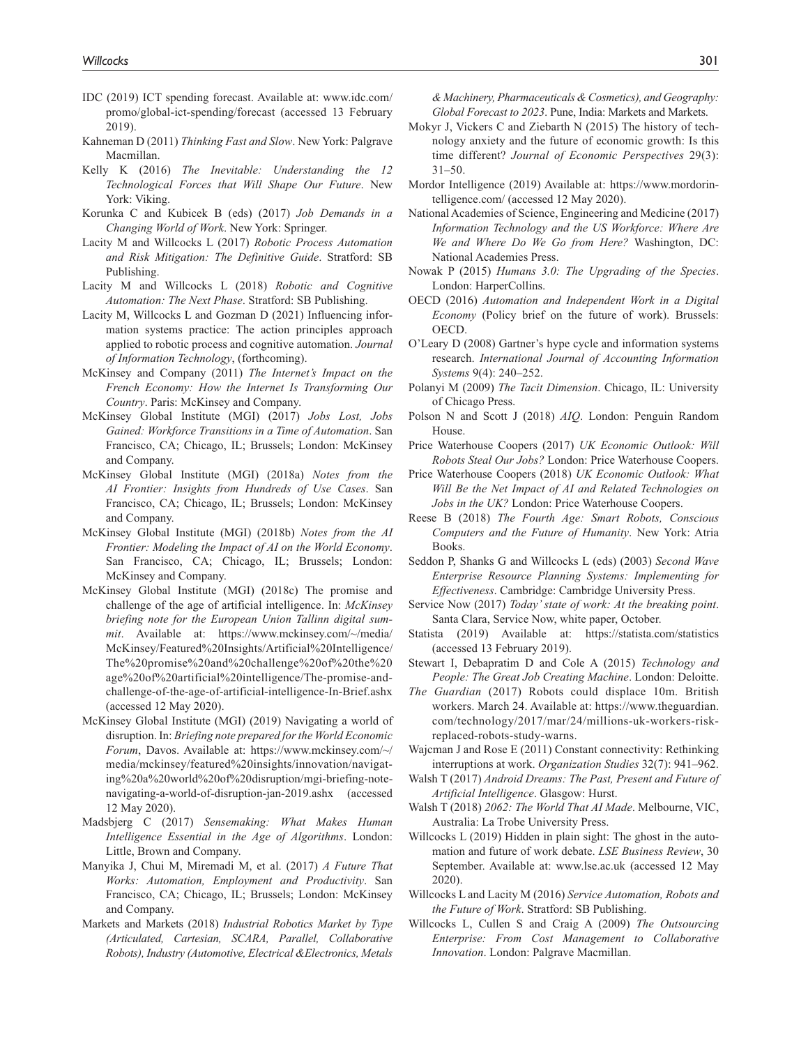IDC (2019) ICT spending forecast. Available at: www.idc.com/promo/global-ict-spending/forecast (accessed 13 February 2019).

Kahneman D (2011) *Thinking Fast and Slow*. New York: Palgrave Macmillan.

Kelly K (2016) *The Inevitable: Understanding the 12 Technological Forces that Will Shape Our Future*. New York: Viking.

Korunka C and Kubicek B (eds) (2017) *Job Demands in a Changing World of Work*. New York: Springer.

Lacity M and Willcocks L (2017) *Robotic Process Automation and Risk Mitigation: The Definitive Guide*. Stratford: SB Publishing.

Lacity M and Willcocks L (2018) *Robotic and Cognitive Automation: The Next Phase*. Stratford: SB Publishing.

Lacity M, Willcocks L and Gozman D (2021) Influencing information systems practice: The action principles approach applied to robotic process and cognitive automation. *Journal of Information Technology*, (forthcoming).

McKinsey and Company (2011) *The Internet's Impact on the French Economy: How the Internet Is Transforming Our Country*. Paris: McKinsey and Company.

McKinsey Global Institute (MGI) (2017) *Jobs Lost, Jobs Gained: Workforce Transitions in a Time of Automation*. San Francisco, CA; Chicago, IL; Brussels; London: McKinsey and Company.

McKinsey Global Institute (MGI) (2018a) *Notes from the AI Frontier: Insights from Hundreds of Use Cases*. San Francisco, CA; Chicago, IL; Brussels; London: McKinsey and Company.

McKinsey Global Institute (MGI) (2018b) *Notes from the AI Frontier: Modeling the Impact of AI on the World Economy*. San Francisco, CA; Chicago, IL; Brussels; London: McKinsey and Company.

McKinsey Global Institute (MGI) (2018c) The promise and challenge of the age of artificial intelligence. In: *McKinsey briefing note for the European Union Tallinn digital summit*. Available at: https://www.mckinsey.com/~/media/McKinsey/Featured%20Insights/Artificial%20Intelligence/The%20promise%20and%20challenge%20of%20the%20age%20of%20artificial%20intelligence/The-promise-and-challenge-of-the-age-of-artificial-intelligence-In-Brief.ashx (accessed 12 May 2020).

McKinsey Global Institute (MGI) (2019) Navigating a world of disruption. In: *Briefing note prepared for the World Economic Forum*, Davos. Available at: https://www.mckinsey.com/~/media/mckinsey/featured%20insights/innovation/navigating%20a%20world%20of%20disruption/mgi-briefing-note-navigating-a-world-of-disruption-jan-2019.ashx (accessed 12 May 2020).

Madsbjerg C (2017) *Sensemaking: What Makes Human Intelligence Essential in the Age of Algorithms*. London: Little, Brown and Company.

Manyika J, Chui M, Miremadi M, et al. (2017) *A Future That Works: Automation, Employment and Productivity*. San Francisco, CA; Chicago, IL; Brussels; London: McKinsey and Company.

Markets and Markets (2018) *Industrial Robotics Market by Type (Articulated, Cartesian, SCARA, Parallel, Collaborative Robots), Industry (Automotive, Electrical &Electronics, Metals & Machinery, Pharmaceuticals & Cosmetics), and Geography: Global Forecast to 2023*. Pune, India: Markets and Markets.

Mokyr J, Vickers C and Ziebarth N (2015) The history of technology anxiety and the future of economic growth: Is this time different? *Journal of Economic Perspectives* 29(3): 31–50.

Mordor Intelligence (2019) Available at: https://www.mordorintelligence.com/ (accessed 12 May 2020).

National Academies of Science, Engineering and Medicine (2017) *Information Technology and the US Workforce: Where Are We and Where Do We Go from Here?* Washington, DC: National Academies Press.

Nowak P (2015) *Humans 3.0: The Upgrading of the Species*. London: HarperCollins.

OECD (2016) *Automation and Independent Work in a Digital Economy* (Policy brief on the future of work). Brussels: OECD.

O'Leary D (2008) Gartner's hype cycle and information systems research. *International Journal of Accounting Information Systems* 9(4): 240–252.

Polanyi M (2009) *The Tacit Dimension*. Chicago, IL: University of Chicago Press.

Polson N and Scott J (2018) *AIQ*. London: Penguin Random House.

Price Waterhouse Coopers (2017) *UK Economic Outlook: Will Robots Steal Our Jobs?* London: Price Waterhouse Coopers.

Price Waterhouse Coopers (2018) *UK Economic Outlook: What Will Be the Net Impact of AI and Related Technologies on Jobs in the UK?* London: Price Waterhouse Coopers.

Reese B (2018) *The Fourth Age: Smart Robots, Conscious Computers and the Future of Humanity*. New York: Atria Books.

Seddon P, Shanks G and Willcocks L (eds) (2003) *Second Wave Enterprise Resource Planning Systems: Implementing for Effectiveness*. Cambridge: Cambridge University Press.

Service Now (2017) *Today' state of work: At the breaking point*. Santa Clara, Service Now, white paper, October.

Statista (2019) Available at: https://statista.com/statistics (accessed 13 February 2019).

Stewart I, Debapratim D and Cole A (2015) *Technology and People: The Great Job Creating Machine*. London: Deloitte.

*The Guardian* (2017) Robots could displace 10m. British workers. March 24. Available at: https://www.theguardian.com/technology/2017/mar/24/millions-uk-workers-risk-replaced-robots-study-warns.

Wajcman J and Rose E (2011) Constant connectivity: Rethinking interruptions at work. *Organization Studies* 32(7): 941–962.

Walsh T (2017) *Android Dreams: The Past, Present and Future of Artificial Intelligence*. Glasgow: Hurst.

Walsh T (2018) *2062: The World That AI Made*. Melbourne, VIC, Australia: La Trobe University Press.

Willcocks L (2019) Hidden in plain sight: The ghost in the automation and future of work debate. *LSE Business Review*, 30 September. Available at: www.lse.ac.uk (accessed 12 May 2020).

Willcocks L and Lacity M (2016) *Service Automation, Robots and the Future of Work*. Stratford: SB Publishing.

Willcocks L, Cullen S and Craig A (2009) *The Outsourcing Enterprise: From Cost Management to Collaborative Innovation*. London: Palgrave Macmillan.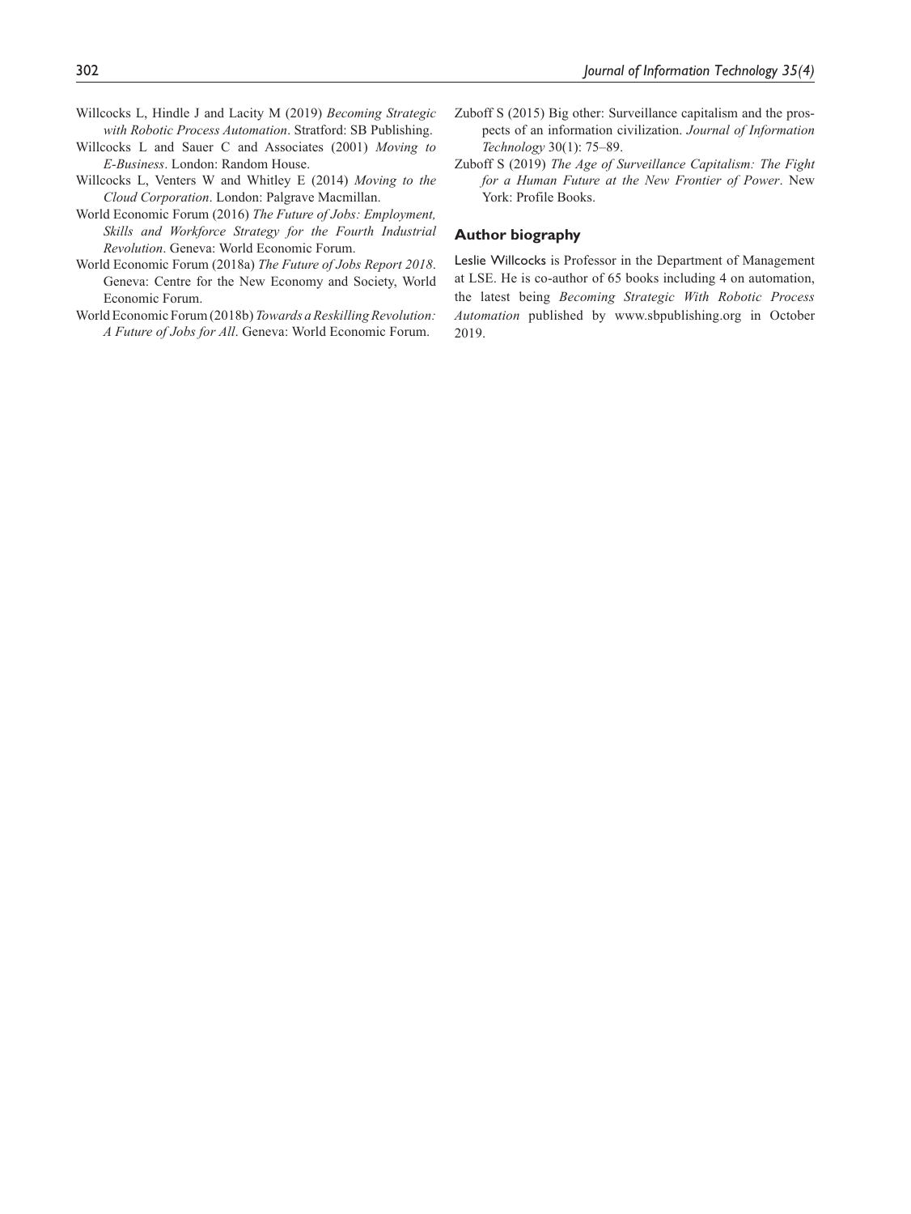Willcocks L, Hindle J and Lacity M (2019) *Becoming Strategic with Robotic Process Automation*. Stratford: SB Publishing.

Willcocks L and Sauer C and Associates (2001) *Moving to E-Business*. London: Random House.

Willcocks L, Venters W and Whitley E (2014) *Moving to the Cloud Corporation*. London: Palgrave Macmillan.

World Economic Forum (2016) *The Future of Jobs: Employment, Skills and Workforce Strategy for the Fourth Industrial Revolution*. Geneva: World Economic Forum.

World Economic Forum (2018a) *The Future of Jobs Report 2018*. Geneva: Centre for the New Economy and Society, World Economic Forum.

World Economic Forum (2018b) *Towards a Reskilling Revolution: A Future of Jobs for All*. Geneva: World Economic Forum.

Zuboff S (2015) Big other: Surveillance capitalism and the prospects of an information civilization. *Journal of Information Technology* 30(1): 75–89.

Zuboff S (2019) *The Age of Surveillance Capitalism: The Fight for a Human Future at the New Frontier of Power*. New York: Profile Books.

## Author biography

Leslie Willcocks is Professor in the Department of Management at LSE. He is co-author of 65 books including 4 on automation, the latest being *Becoming Strategic With Robotic Process Automation* published by www.sbpublishing.org in October 2019.